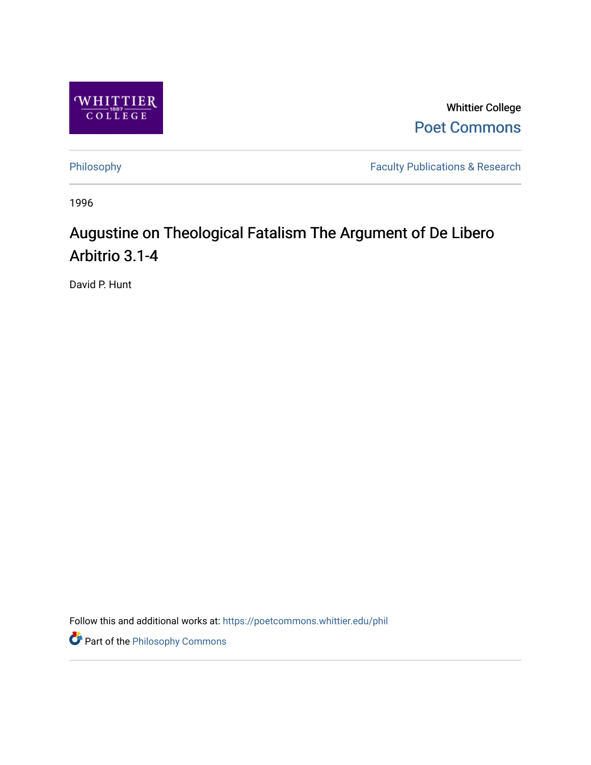Whittier College

Poet Commons

Philosophy

Faculty Publications & Research

1996

# Augustine on Theological Fatalism The Argument of De Libero Arbitrio 3.1-4

David P. Hunt

Follow this and additional works at: https://poetcommons.whittier.edu/phil

Part of the Philosophy Commons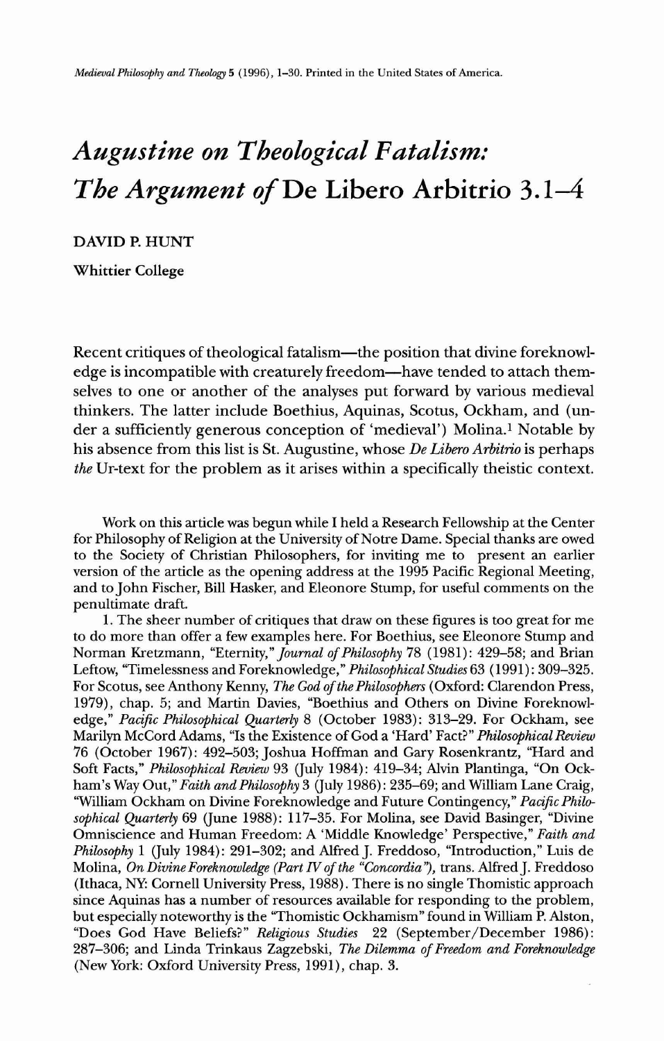# *Augustine on Theological Fatalism: The Argument of* De Libero Arbitrio 3.1–4

DAVID P. HUNT

Whittier College

Recent critiques of theological fatalism—the position that divine foreknowledge is incompatible with creaturely freedom—have tended to attach themselves to one or another of the analyses put forward by various medieval thinkers. The latter include Boethius, Aquinas, Scotus, Ockham, and (under a sufficiently generous conception of 'medieval') Molina.[1] Notable by his absence from this list is St. Augustine, whose *De Libero Arbitrio* is perhaps *the* Ur-text for the problem as it arises within a specifically theistic context.

---

Work on this article was begun while I held a Research Fellowship at the Center for Philosophy of Religion at the University of Notre Dame. Special thanks are owed to the Society of Christian Philosophers, for inviting me to present an earlier version of the article as the opening address at the 1995 Pacific Regional Meeting, and to John Fischer, Bill Hasker, and Eleonore Stump, for useful comments on the penultimate draft.

1. The sheer number of critiques that draw on these figures is too great for me to do more than offer a few examples here. For Boethius, see Eleonore Stump and Norman Kretzmann, "Eternity," *Journal of Philosophy* 78 (1981): 429–58; and Brian Leftow, "Timelessness and Foreknowledge," *Philosophical Studies* 63 (1991): 309–325. For Scotus, see Anthony Kenny, *The God of the Philosophers* (Oxford: Clarendon Press, 1979), chap. 5; and Martin Davies, "Boethius and Others on Divine Foreknowledge," *Pacific Philosophical Quarterly* 8 (October 1983): 313–29. For Ockham, see Marilyn McCord Adams, "Is the Existence of God a 'Hard' Fact?" *Philosophical Review* 76 (October 1967): 492–503; Joshua Hoffman and Gary Rosenkrantz, "Hard and Soft Facts," *Philosophical Review* 93 (July 1984): 419–34; Alvin Plantinga, "On Ockham's Way Out," *Faith and Philosophy* 3 (July 1986): 235–69; and William Lane Craig, "William Ockham on Divine Foreknowledge and Future Contingency," *Pacific Philosophical Quarterly* 69 (June 1988): 117–35. For Molina, see David Basinger, "Divine Omniscience and Human Freedom: A 'Middle Knowledge' Perspective," *Faith and Philosophy* 1 (July 1984): 291–302; and Alfred J. Freddoso, "Introduction," Luis de Molina, *On Divine Foreknowledge (Part IV of the "Concordia")*, trans. Alfred J. Freddoso (Ithaca, NY: Cornell University Press, 1988). There is no single Thomistic approach since Aquinas has a number of resources available for responding to the problem, but especially noteworthy is the "Thomistic Ockhamism" found in William P. Alston, "Does God Have Beliefs?" *Religious Studies* 22 (September/December 1986): 287–306; and Linda Trinkaus Zagzebski, *The Dilemma of Freedom and Foreknowledge* (New York: Oxford University Press, 1991), chap. 3.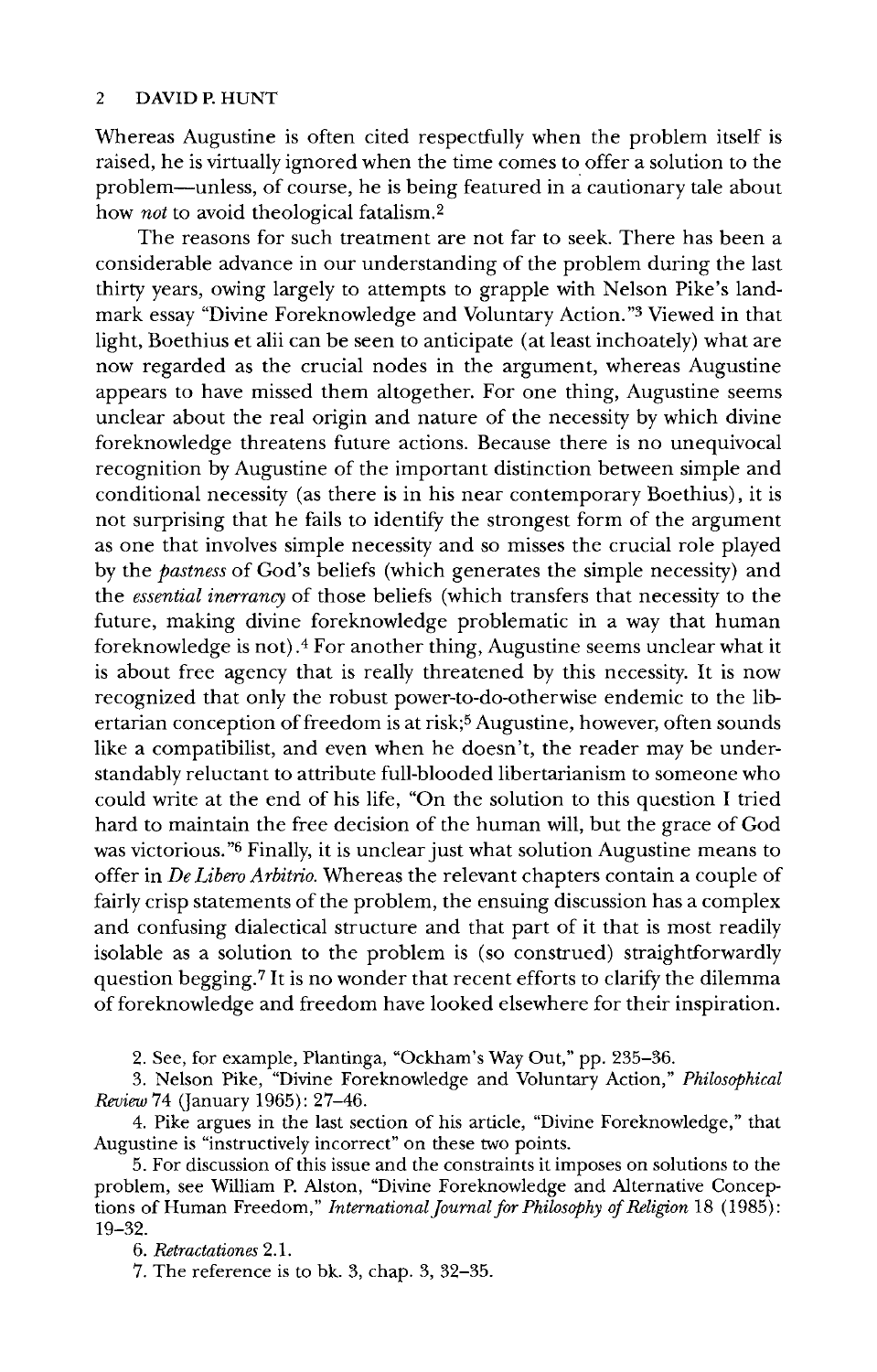Whereas Augustine is often cited respectfully when the problem itself is raised, he is virtually ignored when the time comes to offer a solution to the problem—unless, of course, he is being featured in a cautionary tale about how *not* to avoid theological fatalism.[2]

The reasons for such treatment are not far to seek. There has been a considerable advance in our understanding of the problem during the last thirty years, owing largely to attempts to grapple with Nelson Pike's landmark essay "Divine Foreknowledge and Voluntary Action."[3] Viewed in that light, Boethius et alii can be seen to anticipate (at least inchoately) what are now regarded as the crucial nodes in the argument, whereas Augustine appears to have missed them altogether. For one thing, Augustine seems unclear about the real origin and nature of the necessity by which divine foreknowledge threatens future actions. Because there is no unequivocal recognition by Augustine of the important distinction between simple and conditional necessity (as there is in his near contemporary Boethius), it is not surprising that he fails to identify the strongest form of the argument as one that involves simple necessity and so misses the crucial role played by the *pastness* of God's beliefs (which generates the simple necessity) and the *essential inerrancy* of those beliefs (which transfers that necessity to the future, making divine foreknowledge problematic in a way that human foreknowledge is not).[4] For another thing, Augustine seems unclear what it is about free agency that is really threatened by this necessity. It is now recognized that only the robust power-to-do-otherwise endemic to the libertarian conception of freedom is at risk;[5] Augustine, however, often sounds like a compatibilist, and even when he doesn't, the reader may be understandably reluctant to attribute full-blooded libertarianism to someone who could write at the end of his life, "On the solution to this question I tried hard to maintain the free decision of the human will, but the grace of God was victorious."[6] Finally, it is unclear just what solution Augustine means to offer in *De Libero Arbitrio*. Whereas the relevant chapters contain a couple of fairly crisp statements of the problem, the ensuing discussion has a complex and confusing dialectical structure and that part of it that is most readily isolable as a solution to the problem is (so construed) straightforwardly question begging.[7] It is no wonder that recent efforts to clarify the dilemma of foreknowledge and freedom have looked elsewhere for their inspiration.

2. See, for example, Plantinga, "Ockham's Way Out," pp. 235–36.

3. Nelson Pike, "Divine Foreknowledge and Voluntary Action," *Philosophical Review* 74 (January 1965): 27–46.

4. Pike argues in the last section of his article, "Divine Foreknowledge," that Augustine is "instructively incorrect" on these two points.

5. For discussion of this issue and the constraints it imposes on solutions to the problem, see William P. Alston, "Divine Foreknowledge and Alternative Conceptions of Human Freedom," *International Journal for Philosophy of Religion* 18 (1985): 19–32.

6. *Retractationes* 2.1.

7. The reference is to bk. 3, chap. 3, 32–35.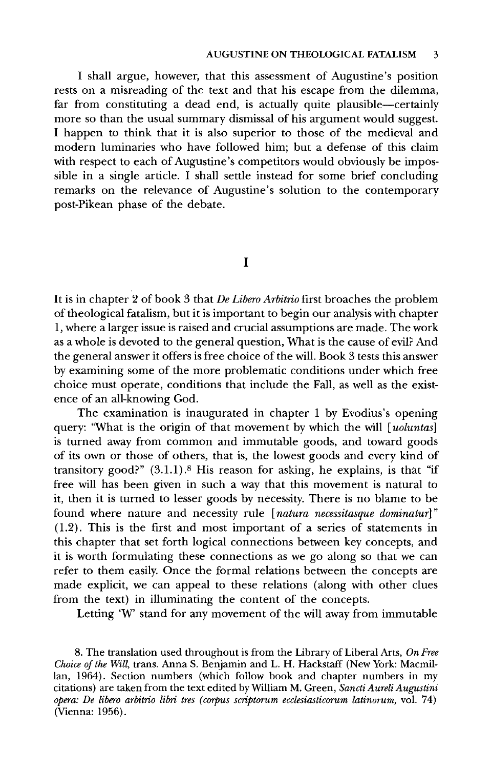I shall argue, however, that this assessment of Augustine's position rests on a misreading of the text and that his escape from the dilemma, far from constituting a dead end, is actually quite plausible—certainly more so than the usual summary dismissal of his argument would suggest. I happen to think that it is also superior to those of the medieval and modern luminaries who have followed him; but a defense of this claim with respect to each of Augustine's competitors would obviously be impossible in a single article. I shall settle instead for some brief concluding remarks on the relevance of Augustine's solution to the contemporary post-Pikean phase of the debate.

## I

It is in chapter 2 of book 3 that *De Libero Arbitrio* first broaches the problem of theological fatalism, but it is important to begin our analysis with chapter 1, where a larger issue is raised and crucial assumptions are made. The work as a whole is devoted to the general question, What is the cause of evil? And the general answer it offers is free choice of the will. Book 3 tests this answer by examining some of the more problematic conditions under which free choice must operate, conditions that include the Fall, as well as the existence of an all-knowing God.

The examination is inaugurated in chapter 1 by Evodius's opening query: "What is the origin of that movement by which the will [*uoluntas*] is turned away from common and immutable goods, and toward goods of its own or those of others, that is, the lowest goods and every kind of transitory good?" (3.1.1).[8] His reason for asking, he explains, is that "if free will has been given in such a way that this movement is natural to it, then it is turned to lesser goods by necessity. There is no blame to be found where nature and necessity rule [*natura necessitasque dominatur*]" (1.2). This is the first and most important of a series of statements in this chapter that set forth logical connections between key concepts, and it is worth formulating these connections as we go along so that we can refer to them easily. Once the formal relations between the concepts are made explicit, we can appeal to these relations (along with other clues from the text) in illuminating the content of the concepts.

Letting 'W' stand for any movement of the will away from immutable

8. The translation used throughout is from the Library of Liberal Arts, *On Free Choice of the Will*, trans. Anna S. Benjamin and L. H. Hackstaff (New York: Macmillan, 1964). Section numbers (which follow book and chapter numbers in my citations) are taken from the text edited by William M. Green, *Sancti Aureli Augustini opera: De libero arbitrio libri tres (corpus scriptorum ecclesiasticorum latinorum*, vol. 74) (Vienna: 1956).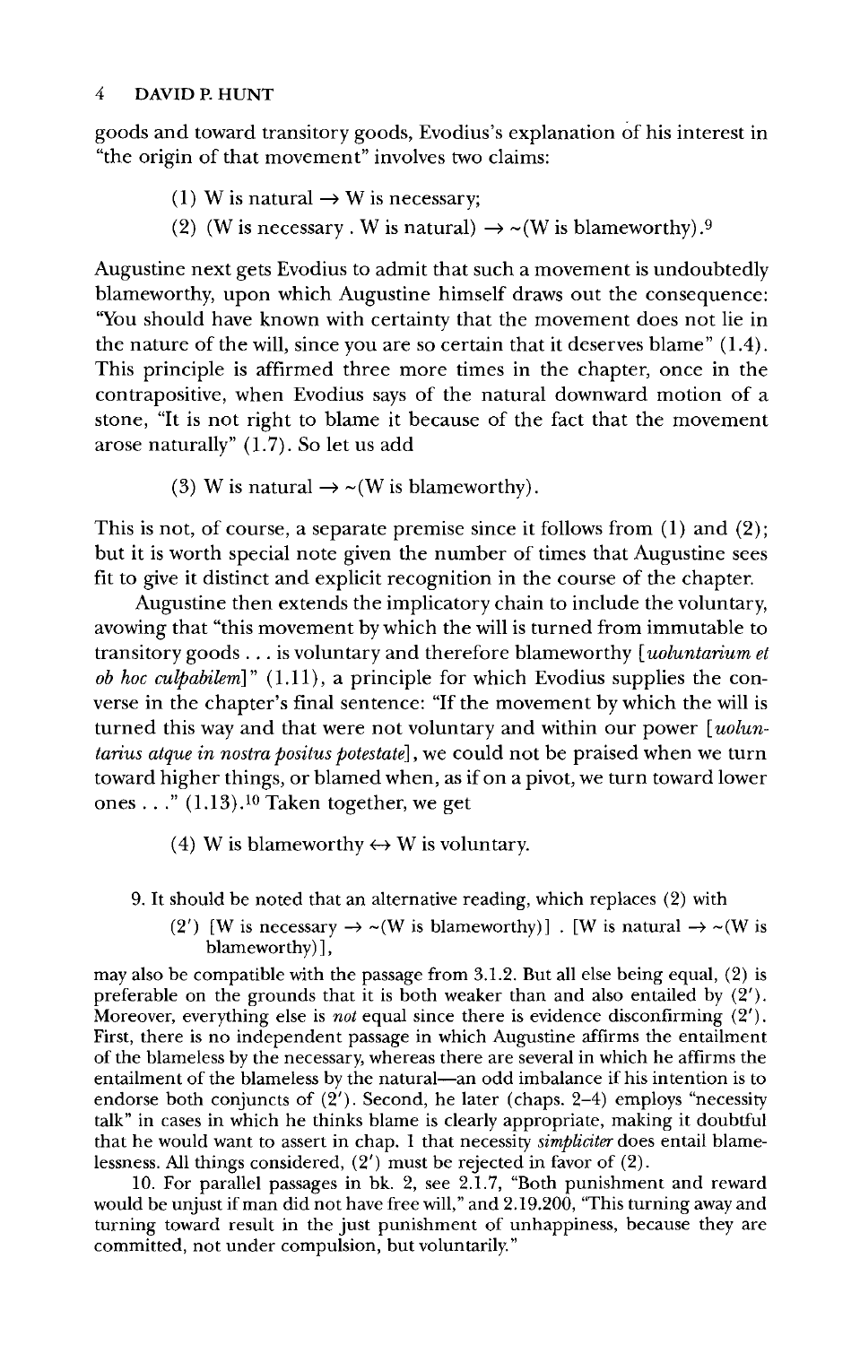goods and toward transitory goods, Evodius's explanation of his interest in "the origin of that movement" involves two claims:

(1) W is natural $\rightarrow$ W is necessary;

(2) (W is necessary . W is natural) $\rightarrow$ ~(W is blameworthy).[9]

Augustine next gets Evodius to admit that such a movement is undoubtedly blameworthy, upon which Augustine himself draws out the consequence: "You should have known with certainty that the movement does not lie in the nature of the will, since you are so certain that it deserves blame" (1.4). This principle is affirmed three more times in the chapter, once in the contrapositive, when Evodius says of the natural downward motion of a stone, "It is not right to blame it because of the fact that the movement arose naturally" (1.7). So let us add

(3) W is natural $\rightarrow$ ~(W is blameworthy).

This is not, of course, a separate premise since it follows from (1) and (2); but it is worth special note given the number of times that Augustine sees fit to give it distinct and explicit recognition in the course of the chapter.

Augustine then extends the implicatory chain to include the voluntary, avowing that "this movement by which the will is turned from immutable to transitory goods . . . is voluntary and therefore blameworthy [*uoluntarium et ob hoc culpabilem*]" (1.11), a principle for which Evodius supplies the converse in the chapter's final sentence: "If the movement by which the will is turned this way and that were not voluntary and within our power [*uoluntarius atque in nostra positus potestate*], we could not be praised when we turn toward higher things, or blamed when, as if on a pivot, we turn toward lower ones . . ." (1.13).[10] Taken together, we get

(4) W is blameworthy $\leftrightarrow$ W is voluntary.

9. It should be noted that an alternative reading, which replaces (2) with

(2′) [W is necessary $\rightarrow$ ~(W is blameworthy)] . [W is natural $\rightarrow$ ~(W is blameworthy)],

may also be compatible with the passage from 3.1.2. But all else being equal, (2) is preferable on the grounds that it is both weaker than and also entailed by (2′). Moreover, everything else is *not* equal since there is evidence disconfirming (2′). First, there is no independent passage in which Augustine affirms the entailment of the blameless by the necessary, whereas there are several in which he affirms the entailment of the blameless by the natural—an odd imbalance if his intention is to endorse both conjuncts of (2′). Second, he later (chaps. 2–4) employs "necessity talk" in cases in which he thinks blame is clearly appropriate, making it doubtful that he would want to assert in chap. 1 that necessity *simpliciter* does entail blamelessness. All things considered, (2′) must be rejected in favor of (2).

10. For parallel passages in bk. 2, see 2.1.7, "Both punishment and reward would be unjust if man did not have free will," and 2.19.200, "This turning away and turning toward result in the just punishment of unhappiness, because they are committed, not under compulsion, but voluntarily."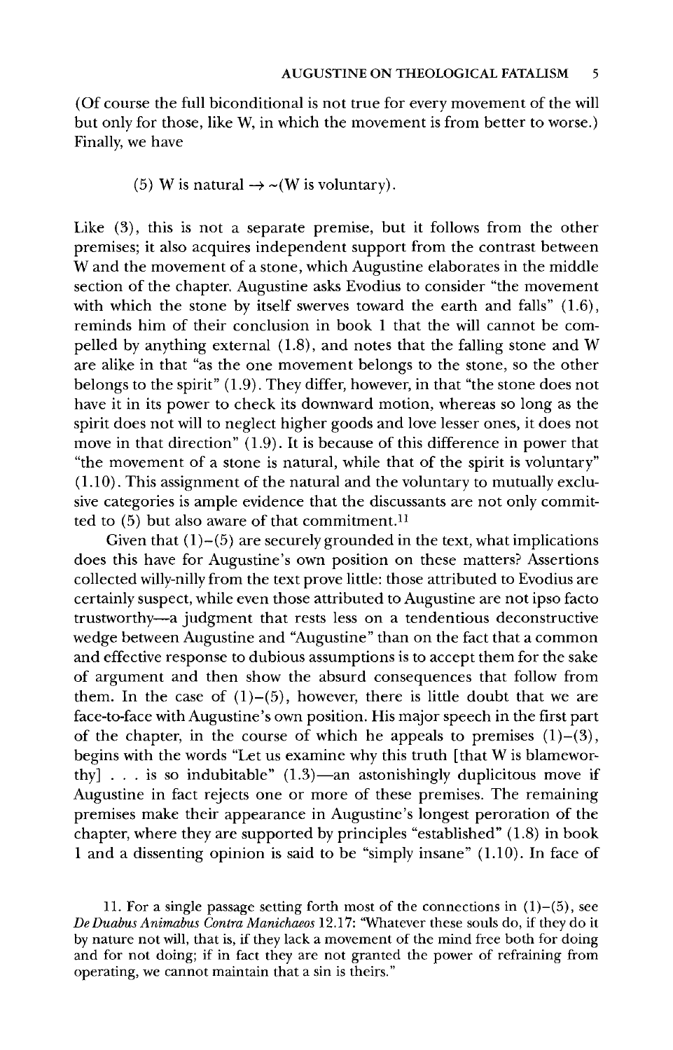(Of course the full biconditional is not true for every movement of the will but only for those, like W, in which the movement is from better to worse.) Finally, we have

$$(5)\ \text{W is natural} \rightarrow \sim(\text{W is voluntary}).$$

Like (3), this is not a separate premise, but it follows from the other premises; it also acquires independent support from the contrast between W and the movement of a stone, which Augustine elaborates in the middle section of the chapter. Augustine asks Evodius to consider "the movement with which the stone by itself swerves toward the earth and falls" (1.6), reminds him of their conclusion in book 1 that the will cannot be compelled by anything external (1.8), and notes that the falling stone and W are alike in that "as the one movement belongs to the stone, so the other belongs to the spirit" (1.9). They differ, however, in that "the stone does not have it in its power to check its downward motion, whereas so long as the spirit does not will to neglect higher goods and love lesser ones, it does not move in that direction" (1.9). It is because of this difference in power that "the movement of a stone is natural, while that of the spirit is voluntary" (1.10). This assignment of the natural and the voluntary to mutually exclusive categories is ample evidence that the discussants are not only committed to (5) but also aware of that commitment.[11]

Given that (1)–(5) are securely grounded in the text, what implications does this have for Augustine's own position on these matters? Assertions collected willy-nilly from the text prove little: those attributed to Evodius are certainly suspect, while even those attributed to Augustine are not ipso facto trustworthy—a judgment that rests less on a tendentious deconstructive wedge between Augustine and "Augustine" than on the fact that a common and effective response to dubious assumptions is to accept them for the sake of argument and then show the absurd consequences that follow from them. In the case of (1)–(5), however, there is little doubt that we are face-to-face with Augustine's own position. His major speech in the first part of the chapter, in the course of which he appeals to premises (1)–(3), begins with the words "Let us examine why this truth [that W is blameworthy] . . . is so indubitable" (1.3)—an astonishingly duplicitous move if Augustine in fact rejects one or more of these premises. The remaining premises make their appearance in Augustine's longest peroration of the chapter, where they are supported by principles "established" (1.8) in book 1 and a dissenting opinion is said to be "simply insane" (1.10). In face of

11. For a single passage setting forth most of the connections in (1)–(5), see *De Duabus Animabus Contra Manichaeos* 12.17: "Whatever these souls do, if they do it by nature not will, that is, if they lack a movement of the mind free both for doing and for not doing; if in fact they are not granted the power of refraining from operating, we cannot maintain that a sin is theirs."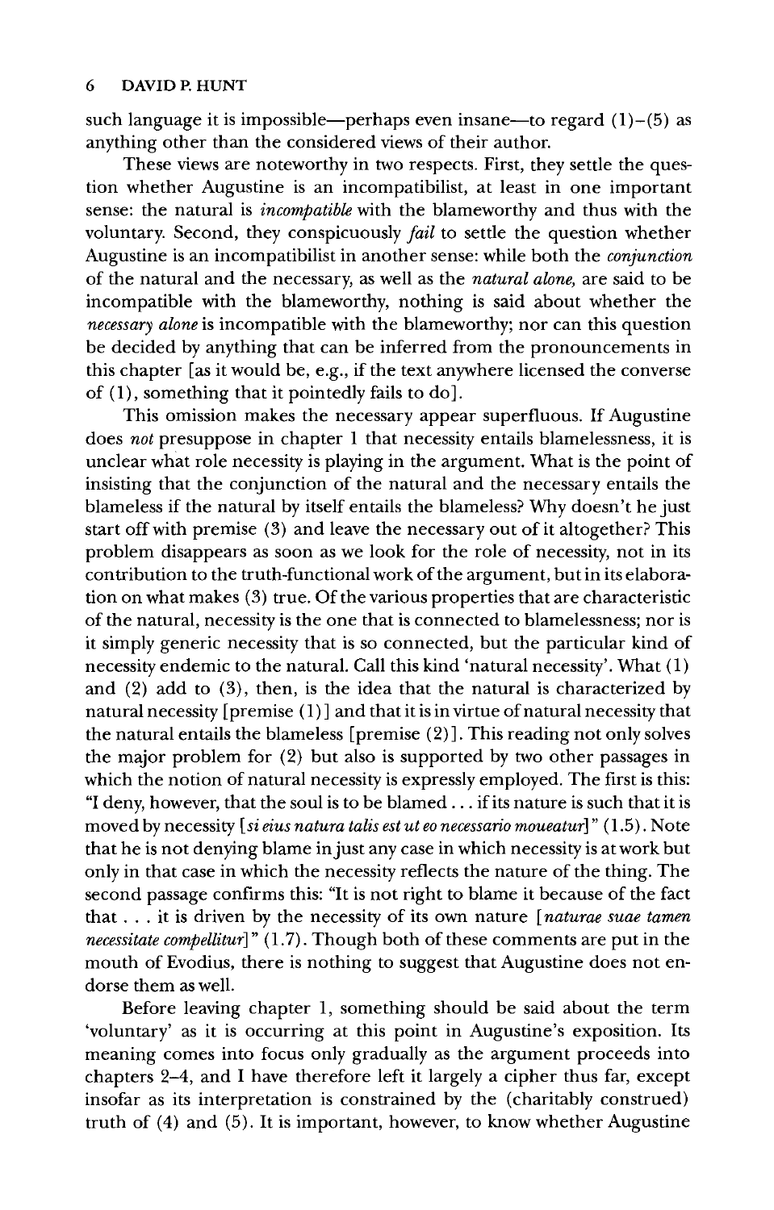such language it is impossible—perhaps even insane—to regard (1)–(5) as anything other than the considered views of their author.

These views are noteworthy in two respects. First, they settle the question whether Augustine is an incompatibilist, at least in one important sense: the natural is *incompatible* with the blameworthy and thus with the voluntary. Second, they conspicuously *fail* to settle the question whether Augustine is an incompatibilist in another sense: while both the *conjunction* of the natural and the necessary, as well as the *natural alone*, are said to be incompatible with the blameworthy, nothing is said about whether the *necessary alone* is incompatible with the blameworthy; nor can this question be decided by anything that can be inferred from the pronouncements in this chapter [as it would be, e.g., if the text anywhere licensed the converse of (1), something that it pointedly fails to do].

This omission makes the necessary appear superfluous. If Augustine does *not* presuppose in chapter 1 that necessity entails blamelessness, it is unclear what role necessity is playing in the argument. What is the point of insisting that the conjunction of the natural and the necessary entails the blameless if the natural by itself entails the blameless? Why doesn't he just start off with premise (3) and leave the necessary out of it altogether? This problem disappears as soon as we look for the role of necessity, not in its contribution to the truth-functional work of the argument, but in its elaboration on what makes (3) true. Of the various properties that are characteristic of the natural, necessity is the one that is connected to blamelessness; nor is it simply generic necessity that is so connected, but the particular kind of necessity endemic to the natural. Call this kind 'natural necessity'. What (1) and (2) add to (3), then, is the idea that the natural is characterized by natural necessity [premise (1)] and that it is in virtue of natural necessity that the natural entails the blameless [premise (2)]. This reading not only solves the major problem for (2) but also is supported by two other passages in which the notion of natural necessity is expressly employed. The first is this: "I deny, however, that the soul is to be blamed . . . if its nature is such that it is moved by necessity [*si eius natura talis est ut eo necessario moueatur*]" (1.5). Note that he is not denying blame in just any case in which necessity is at work but only in that case in which the necessity reflects the nature of the thing. The second passage confirms this: "It is not right to blame it because of the fact that . . . it is driven by the necessity of its own nature [*naturae suae tamen necessitate compellitur*]" (1.7). Though both of these comments are put in the mouth of Evodius, there is nothing to suggest that Augustine does not endorse them as well.

Before leaving chapter 1, something should be said about the term 'voluntary' as it is occurring at this point in Augustine's exposition. Its meaning comes into focus only gradually as the argument proceeds into chapters 2–4, and I have therefore left it largely a cipher thus far, except insofar as its interpretation is constrained by the (charitably construed) truth of (4) and (5). It is important, however, to know whether Augustine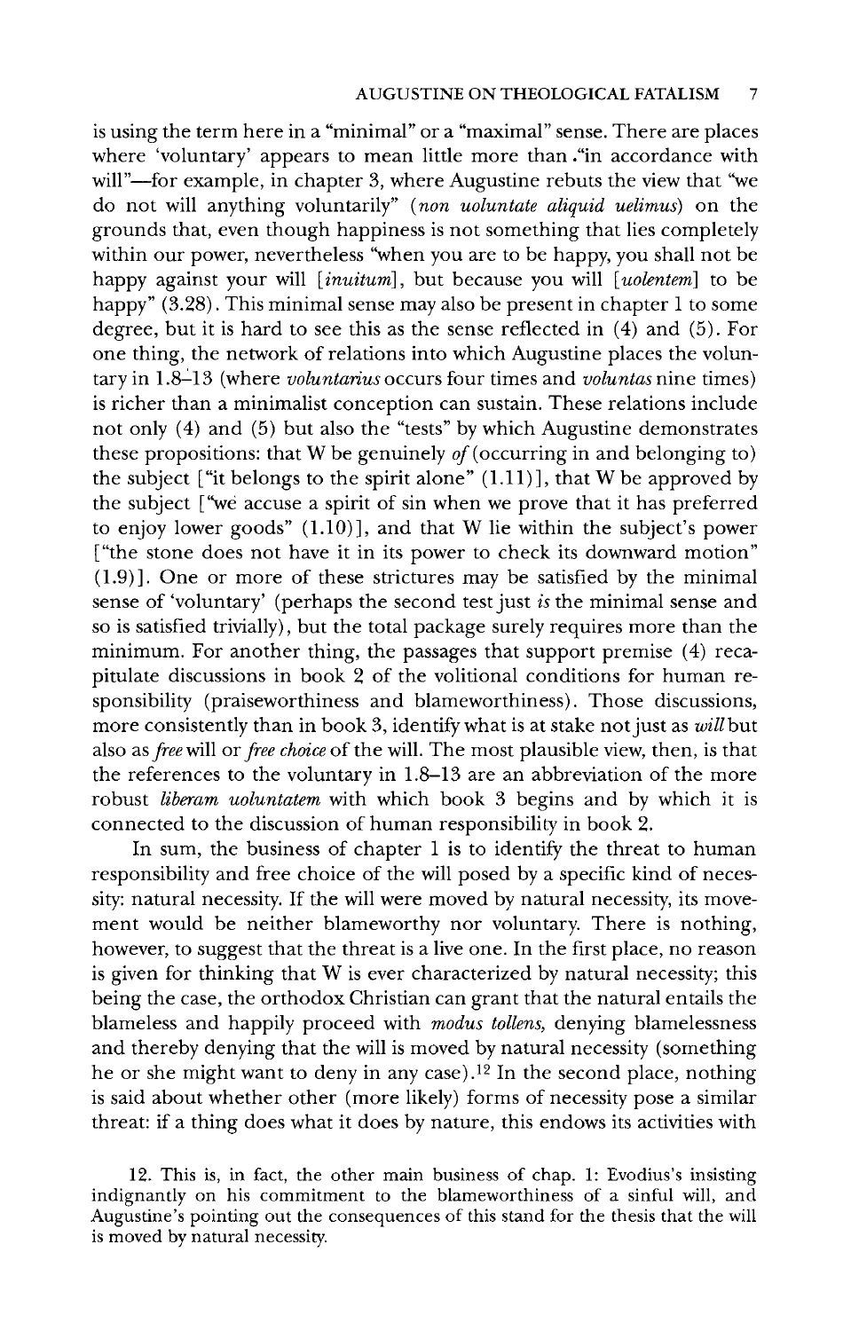is using the term here in a "minimal" or a "maximal" sense. There are places where 'voluntary' appears to mean little more than "in accordance with will"—for example, in chapter 3, where Augustine rebuts the view that "we do not will anything voluntarily" (*non uoluntate aliquid uelimus*) on the grounds that, even though happiness is not something that lies completely within our power, nevertheless "when you are to be happy, you shall not be happy against your will [*inuitum*], but because you will [*uolentem*] to be happy" (3.28). This minimal sense may also be present in chapter 1 to some degree, but it is hard to see this as the sense reflected in (4) and (5). For one thing, the network of relations into which Augustine places the voluntary in 1.8–13 (where *voluntarius* occurs four times and *voluntas* nine times) is richer than a minimalist conception can sustain. These relations include not only (4) and (5) but also the "tests" by which Augustine demonstrates these propositions: that W be genuinely *of* (occurring in and belonging to) the subject ["it belongs to the spirit alone" (1.11)], that W be approved by the subject ["we accuse a spirit of sin when we prove that it has preferred to enjoy lower goods" (1.10)], and that W lie within the subject's power ["the stone does not have it in its power to check its downward motion" (1.9)]. One or more of these strictures may be satisfied by the minimal sense of 'voluntary' (perhaps the second test just *is* the minimal sense and so is satisfied trivially), but the total package surely requires more than the minimum. For another thing, the passages that support premise (4) recapitulate discussions in book 2 of the volitional conditions for human responsibility (praiseworthiness and blameworthiness). Those discussions, more consistently than in book 3, identify what is at stake not just as *will* but also as *free* will or *free choice* of the will. The most plausible view, then, is that the references to the voluntary in 1.8–13 are an abbreviation of the more robust *liberam uoluntatem* with which book 3 begins and by which it is connected to the discussion of human responsibility in book 2.

In sum, the business of chapter 1 is to identify the threat to human responsibility and free choice of the will posed by a specific kind of necessity: natural necessity. If the will were moved by natural necessity, its movement would be neither blameworthy nor voluntary. There is nothing, however, to suggest that the threat is a live one. In the first place, no reason is given for thinking that W is ever characterized by natural necessity; this being the case, the orthodox Christian can grant that the natural entails the blameless and happily proceed with *modus tollens*, denying blamelessness and thereby denying that the will is moved by natural necessity (something he or she might want to deny in any case).[12] In the second place, nothing is said about whether other (more likely) forms of necessity pose a similar threat: if a thing does what it does by nature, this endows its activities with

12. This is, in fact, the other main business of chap. 1: Evodius's insisting indignantly on his commitment to the blameworthiness of a sinful will, and Augustine's pointing out the consequences of this stand for the thesis that the will is moved by natural necessity.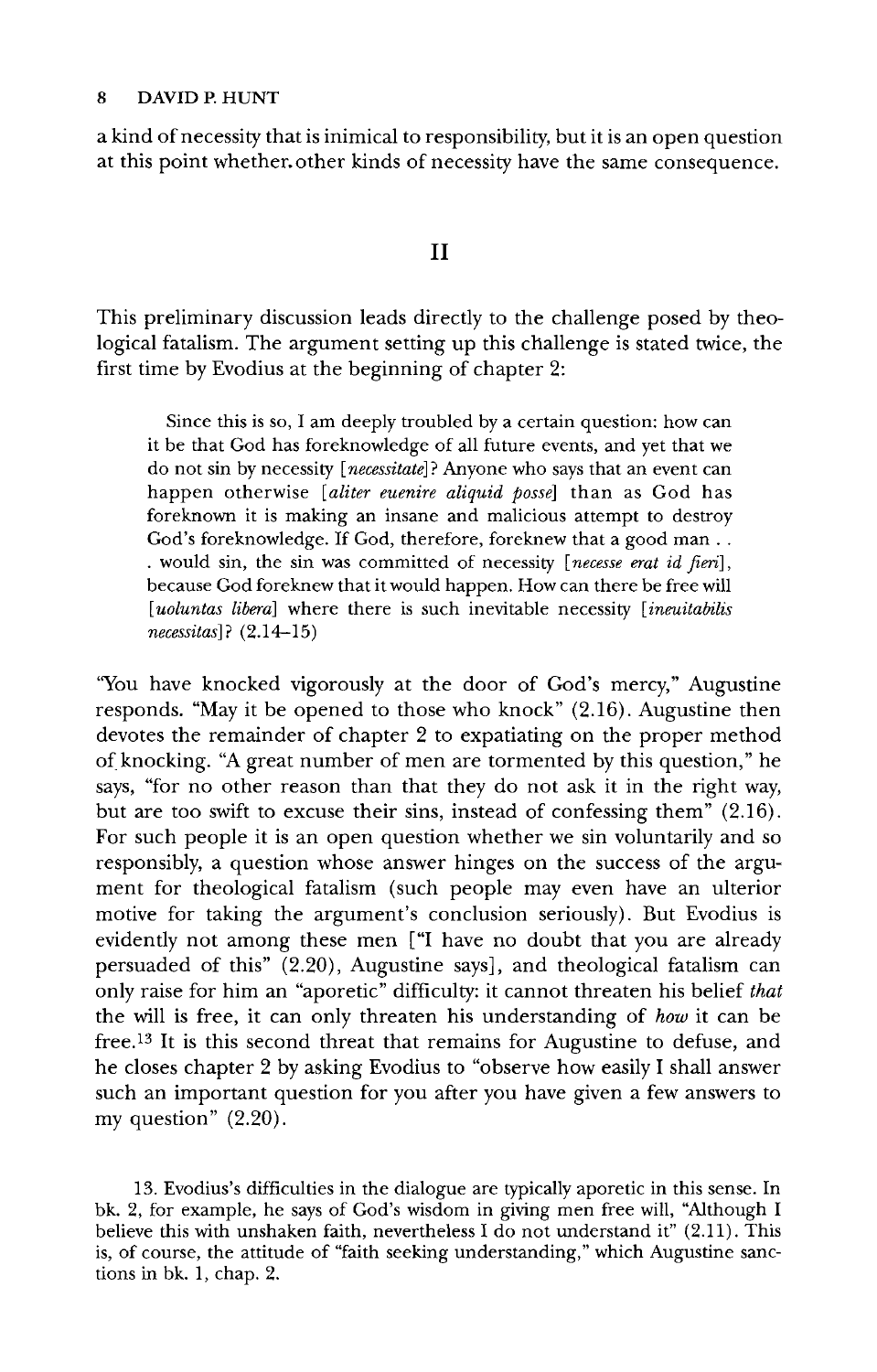a kind of necessity that is inimical to responsibility, but it is an open question at this point whether other kinds of necessity have the same consequence.

## II

This preliminary discussion leads directly to the challenge posed by theological fatalism. The argument setting up this challenge is stated twice, the first time by Evodius at the beginning of chapter 2:

> Since this is so, I am deeply troubled by a certain question: how can it be that God has foreknowledge of all future events, and yet that we do not sin by necessity [*necessitate*]? Anyone who says that an event can happen otherwise [*aliter euenire aliquid posse*] than as God has foreknown it is making an insane and malicious attempt to destroy God's foreknowledge. If God, therefore, foreknew that a good man . . . would sin, the sin was committed of necessity [*necesse erat id fieri*], because God foreknew that it would happen. How can there be free will [*uoluntas libera*] where there is such inevitable necessity [*ineuitabilis necessitas*]? (2.14–15)

"You have knocked vigorously at the door of God's mercy," Augustine responds. "May it be opened to those who knock" (2.16). Augustine then devotes the remainder of chapter 2 to expatiating on the proper method of knocking. "A great number of men are tormented by this question," he says, "for no other reason than that they do not ask it in the right way, but are too swift to excuse their sins, instead of confessing them" (2.16). For such people it is an open question whether we sin voluntarily and so responsibly, a question whose answer hinges on the success of the argument for theological fatalism (such people may even have an ulterior motive for taking the argument's conclusion seriously). But Evodius is evidently not among these men ["I have no doubt that you are already persuaded of this" (2.20), Augustine says], and theological fatalism can only raise for him an "aporetic" difficulty: it cannot threaten his belief *that* the will is free, it can only threaten his understanding of *how* it can be free.[13] It is this second threat that remains for Augustine to defuse, and he closes chapter 2 by asking Evodius to "observe how easily I shall answer such an important question for you after you have given a few answers to my question" (2.20).

13. Evodius's difficulties in the dialogue are typically aporetic in this sense. In bk. 2, for example, he says of God's wisdom in giving men free will, "Although I believe this with unshaken faith, nevertheless I do not understand it" (2.11). This is, of course, the attitude of "faith seeking understanding," which Augustine sanctions in bk. 1, chap. 2.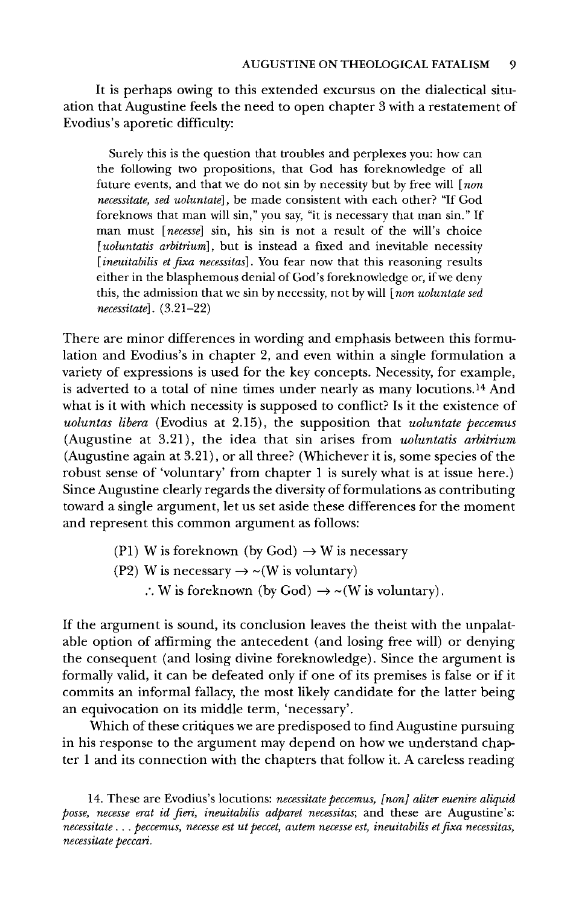It is perhaps owing to this extended excursus on the dialectical situation that Augustine feels the need to open chapter 3 with a restatement of Evodius's aporetic difficulty:

> Surely this is the question that troubles and perplexes you: how can the following two propositions, that God has foreknowledge of all future events, and that we do not sin by necessity but by free will [*non necessitate, sed uoluntate*], be made consistent with each other? "If God foreknows that man will sin," you say, "it is necessary that man sin." If man must [*necesse*] sin, his sin is not a result of the will's choice [*uoluntatis arbitrium*], but is instead a fixed and inevitable necessity [*ineuitabilis et fixa necessitas*]. You fear now that this reasoning results either in the blasphemous denial of God's foreknowledge or, if we deny this, the admission that we sin by necessity, not by will [*non uoluntate sed necessitate*]. (3.21–22)

There are minor differences in wording and emphasis between this formulation and Evodius's in chapter 2, and even within a single formulation a variety of expressions is used for the key concepts. Necessity, for example, is adverted to a total of nine times under nearly as many locutions.[14] And what is it with which necessity is supposed to conflict? Is it the existence of *uoluntas libera* (Evodius at 2.15), the supposition that *uoluntate peccemus* (Augustine at 3.21), the idea that sin arises from *uoluntatis arbitrium* (Augustine again at 3.21), or all three? (Whichever it is, some species of the robust sense of 'voluntary' from chapter 1 is surely what is at issue here.) Since Augustine clearly regards the diversity of formulations as contributing toward a single argument, let us set aside these differences for the moment and represent this common argument as follows:

(P1) W is foreknown (by God) $\rightarrow$ W is necessary

(P2) W is necessary $\rightarrow$ ~(W is voluntary)

$\therefore$ W is foreknown (by God) $\rightarrow$ ~(W is voluntary).

If the argument is sound, its conclusion leaves the theist with the unpalatable option of affirming the antecedent (and losing free will) or denying the consequent (and losing divine foreknowledge). Since the argument is formally valid, it can be defeated only if one of its premises is false or if it commits an informal fallacy, the most likely candidate for the latter being an equivocation on its middle term, 'necessary'.

Which of these critiques we are predisposed to find Augustine pursuing in his response to the argument may depend on how we understand chapter 1 and its connection with the chapters that follow it. A careless reading

14. These are Evodius's locutions: *necessitate peccemus, [non] aliter euenire aliquid posse, necesse erat id fieri, ineuitabilis adparet necessitas*; and these are Augustine's: *necessitate . . . peccemus, necesse est ut peccet, autem necesse est, ineuitabilis et fixa necessitas, necessitate peccari*.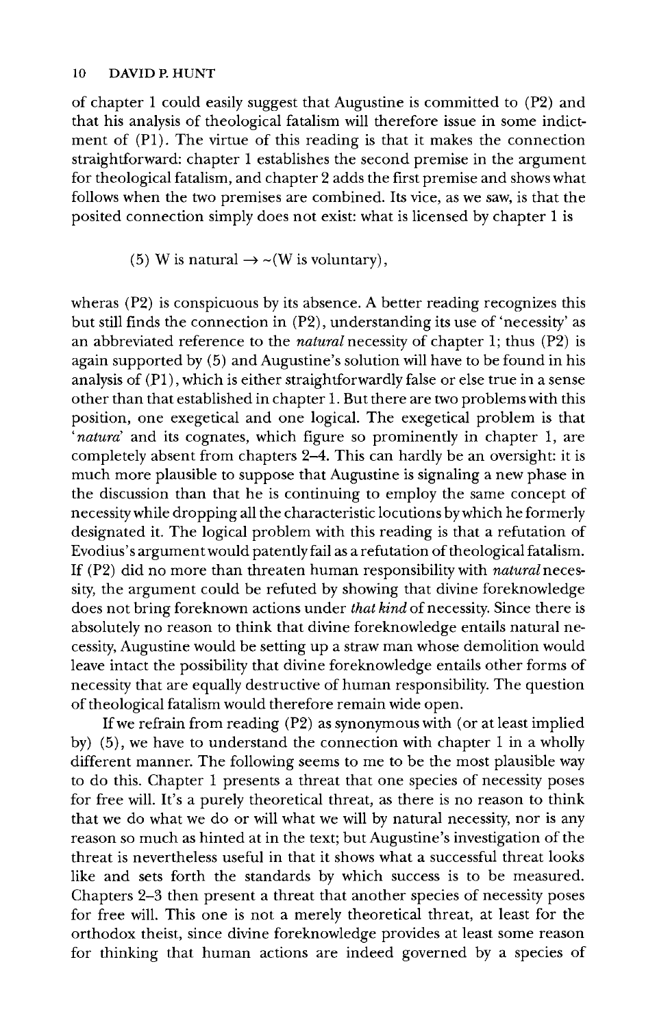of chapter 1 could easily suggest that Augustine is committed to (P2) and that his analysis of theological fatalism will therefore issue in some indictment of (P1). The virtue of this reading is that it makes the connection straightforward: chapter 1 establishes the second premise in the argument for theological fatalism, and chapter 2 adds the first premise and shows what follows when the two premises are combined. Its vice, as we saw, is that the posited connection simply does not exist: what is licensed by chapter 1 is

$$\text{(5) W is natural} \rightarrow \sim\text{(W is voluntary)},$$

wheras (P2) is conspicuous by its absence. A better reading recognizes this but still finds the connection in (P2), understanding its use of 'necessity' as an abbreviated reference to the *natural* necessity of chapter 1; thus (P2) is again supported by (5) and Augustine's solution will have to be found in his analysis of (P1), which is either straightforwardly false or else true in a sense other than that established in chapter 1. But there are two problems with this position, one exegetical and one logical. The exegetical problem is that '*natura*' and its cognates, which figure so prominently in chapter 1, are completely absent from chapters 2–4. This can hardly be an oversight: it is much more plausible to suppose that Augustine is signaling a new phase in the discussion than that he is continuing to employ the same concept of necessity while dropping all the characteristic locutions by which he formerly designated it. The logical problem with this reading is that a refutation of Evodius's argument would patently fail as a refutation of theological fatalism. If (P2) did no more than threaten human responsibility with *natural* necessity, the argument could be refuted by showing that divine foreknowledge does not bring foreknown actions under *that kind* of necessity. Since there is absolutely no reason to think that divine foreknowledge entails natural necessity, Augustine would be setting up a straw man whose demolition would leave intact the possibility that divine foreknowledge entails other forms of necessity that are equally destructive of human responsibility. The question of theological fatalism would therefore remain wide open.

If we refrain from reading (P2) as synonymous with (or at least implied by) (5), we have to understand the connection with chapter 1 in a wholly different manner. The following seems to me to be the most plausible way to do this. Chapter 1 presents a threat that one species of necessity poses for free will. It's a purely theoretical threat, as there is no reason to think that we do what we do or will what we will by natural necessity, nor is any reason so much as hinted at in the text; but Augustine's investigation of the threat is nevertheless useful in that it shows what a successful threat looks like and sets forth the standards by which success is to be measured. Chapters 2–3 then present a threat that another species of necessity poses for free will. This one is not a merely theoretical threat, at least for the orthodox theist, since divine foreknowledge provides at least some reason for thinking that human actions are indeed governed by a species of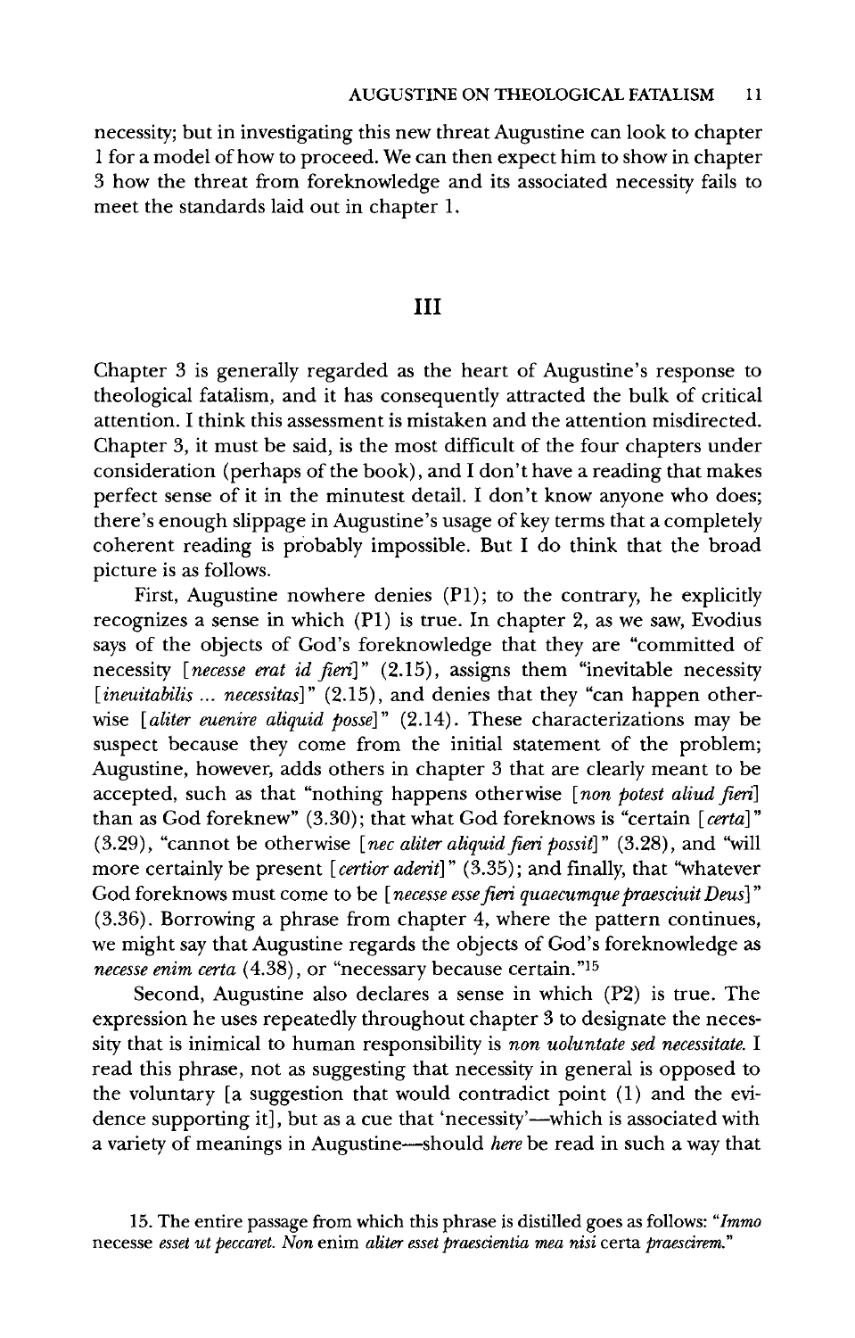necessity; but in investigating this new threat Augustine can look to chapter 1 for a model of how to proceed. We can then expect him to show in chapter 3 how the threat from foreknowledge and its associated necessity fails to meet the standards laid out in chapter 1.

## III

Chapter 3 is generally regarded as the heart of Augustine's response to theological fatalism, and it has consequently attracted the bulk of critical attention. I think this assessment is mistaken and the attention misdirected. Chapter 3, it must be said, is the most difficult of the four chapters under consideration (perhaps of the book), and I don't have a reading that makes perfect sense of it in the minutest detail. I don't know anyone who does; there's enough slippage in Augustine's usage of key terms that a completely coherent reading is probably impossible. But I do think that the broad picture is as follows.

First, Augustine nowhere denies (P1); to the contrary, he explicitly recognizes a sense in which (P1) is true. In chapter 2, as we saw, Evodius says of the objects of God's foreknowledge that they are "committed of necessity [*necesse erat id fieri*]" (2.15), assigns them "inevitable necessity [*ineuitabilis ... necessitas*]" (2.15), and denies that they "can happen otherwise [*aliter euenire aliquid posse*]" (2.14). These characterizations may be suspect because they come from the initial statement of the problem; Augustine, however, adds others in chapter 3 that are clearly meant to be accepted, such as that "nothing happens otherwise [*non potest aliud fieri*] than as God foreknew" (3.30); that what God foreknows is "certain [*certa*]" (3.29), "cannot be otherwise [*nec aliter aliquid fieri possit*]" (3.28), and "will more certainly be present [*certior aderit*]" (3.35); and finally, that "whatever God foreknows must come to be [*necesse esse fieri quaecumque praesciuit Deus*]" (3.36). Borrowing a phrase from chapter 4, where the pattern continues, we might say that Augustine regards the objects of God's foreknowledge as *necesse enim certa* (4.38), or "necessary because certain."[15]

Second, Augustine also declares a sense in which (P2) is true. The expression he uses repeatedly throughout chapter 3 to designate the necessity that is inimical to human responsibility is *non uoluntate sed necessitate.* I read this phrase, not as suggesting that necessity in general is opposed to the voluntary [a suggestion that would contradict point (1) and the evidence supporting it], but as a cue that 'necessity'—which is associated with a variety of meanings in Augustine—should *here* be read in such a way that

15. The entire passage from which this phrase is distilled goes as follows: "*Immo* necesse *esset ut peccaret. Non* enim *aliter esset praescientia mea nisi* certa *praescirem.*"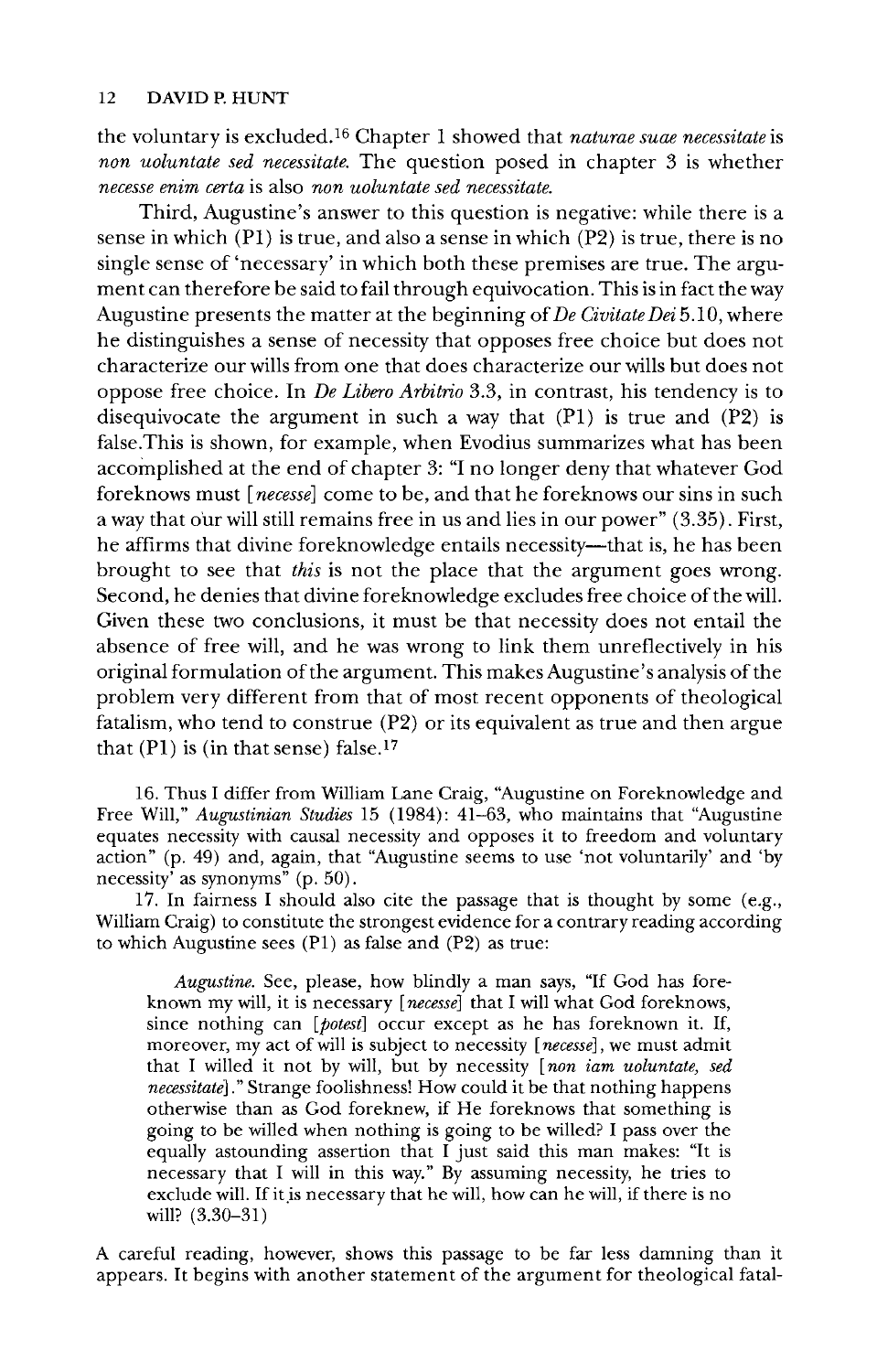the voluntary is excluded.[16] Chapter 1 showed that *naturae suae necessitate* is *non uoluntate sed necessitate.* The question posed in chapter 3 is whether *necesse enim certa* is also *non uoluntate sed necessitate.*

Third, Augustine's answer to this question is negative: while there is a sense in which (P1) is true, and also a sense in which (P2) is true, there is no single sense of 'necessary' in which both these premises are true. The argument can therefore be said to fail through equivocation. This is in fact the way Augustine presents the matter at the beginning of *De Civitate Dei* 5.10, where he distinguishes a sense of necessity that opposes free choice but does not characterize our wills from one that does characterize our wills but does not oppose free choice. In *De Libero Arbitrio* 3.3, in contrast, his tendency is to disequivocate the argument in such a way that (P1) is true and (P2) is false.This is shown, for example, when Evodius summarizes what has been accomplished at the end of chapter 3: "I no longer deny that whatever God foreknows must [*necesse*] come to be, and that he foreknows our sins in such a way that our will still remains free in us and lies in our power" (3.35). First, he affirms that divine foreknowledge entails necessity—that is, he has been brought to see that *this* is not the place that the argument goes wrong. Second, he denies that divine foreknowledge excludes free choice of the will. Given these two conclusions, it must be that necessity does not entail the absence of free will, and he was wrong to link them unreflectively in his original formulation of the argument. This makes Augustine's analysis of the problem very different from that of most recent opponents of theological fatalism, who tend to construe (P2) or its equivalent as true and then argue that (P1) is (in that sense) false.[17]

16. Thus I differ from William Lane Craig, "Augustine on Foreknowledge and Free Will," *Augustinian Studies* 15 (1984): 41–63, who maintains that "Augustine equates necessity with causal necessity and opposes it to freedom and voluntary action" (p. 49) and, again, that "Augustine seems to use 'not voluntarily' and 'by necessity' as synonyms" (p. 50).

17. In fairness I should also cite the passage that is thought by some (e.g., William Craig) to constitute the strongest evidence for a contrary reading according to which Augustine sees (P1) as false and (P2) as true:

> *Augustine.* See, please, how blindly a man says, "If God has foreknown my will, it is necessary [*necesse*] that I will what God foreknows, since nothing can [*potest*] occur except as he has foreknown it. If, moreover, my act of will is subject to necessity [*necesse*], we must admit that I willed it not by will, but by necessity [*non iam uoluntate, sed necessitate*]." Strange foolishness! How could it be that nothing happens otherwise than as God foreknew, if He foreknows that something is going to be willed when nothing is going to be willed? I pass over the equally astounding assertion that I just said this man makes: "It is necessary that I will in this way." By assuming necessity, he tries to exclude will. If it is necessary that he will, how can he will, if there is no will? (3.30–31)

A careful reading, however, shows this passage to be far less damning than it appears. It begins with another statement of the argument for theological fatal-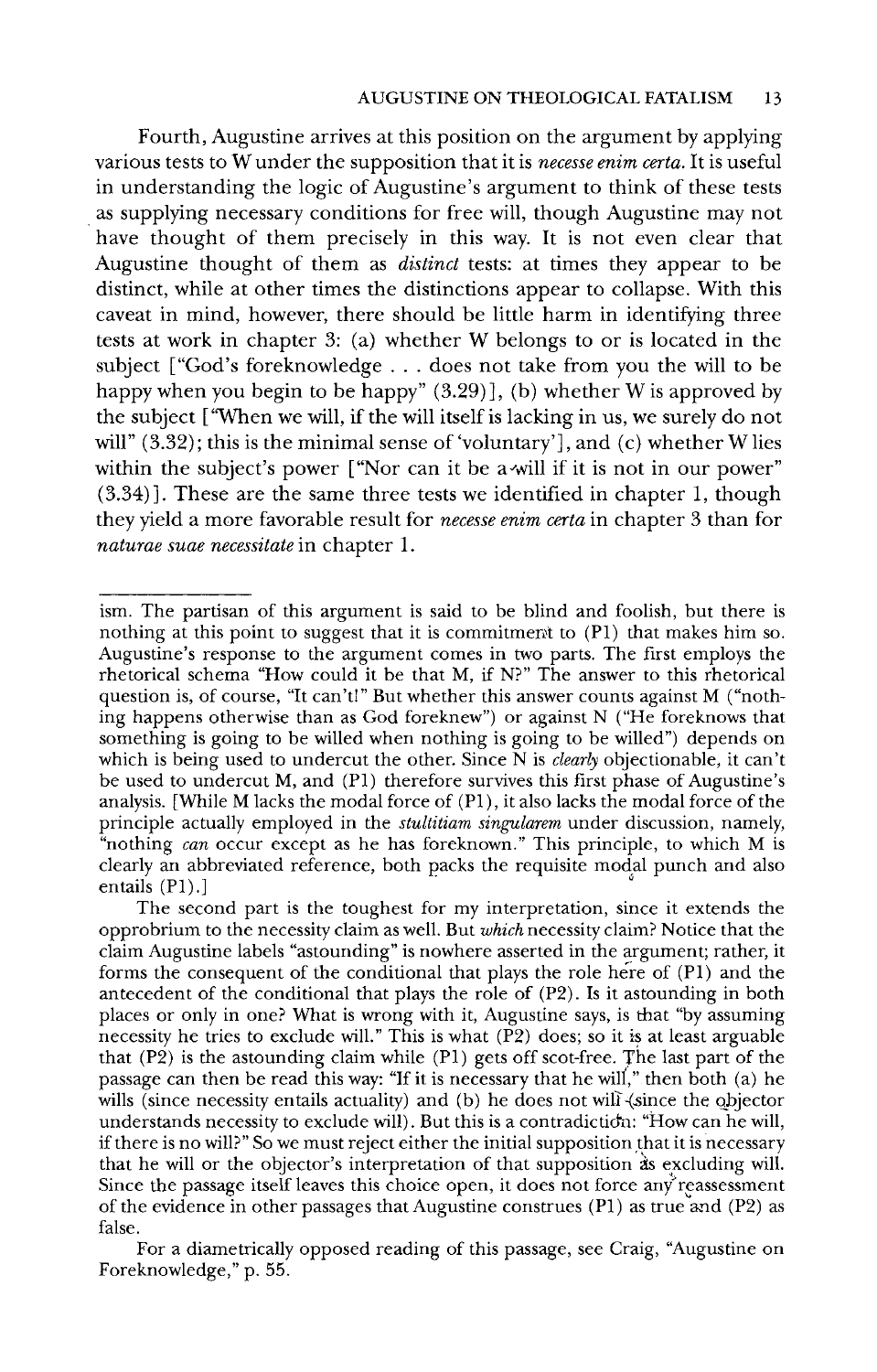Fourth, Augustine arrives at this position on the argument by applying various tests to W under the supposition that it is *necesse enim certa*. It is useful in understanding the logic of Augustine's argument to think of these tests as supplying necessary conditions for free will, though Augustine may not have thought of them precisely in this way. It is not even clear that Augustine thought of them as *distinct* tests: at times they appear to be distinct, while at other times the distinctions appear to collapse. With this caveat in mind, however, there should be little harm in identifying three tests at work in chapter 3: (a) whether W belongs to or is located in the subject ["God's foreknowledge . . . does not take from you the will to be happy when you begin to be happy" (3.29)], (b) whether W is approved by the subject ["When we will, if the will itself is lacking in us, we surely do not will" (3.32); this is the minimal sense of 'voluntary'], and (c) whether W lies within the subject's power ["Nor can it be a will if it is not in our power" (3.34)]. These are the same three tests we identified in chapter 1, though they yield a more favorable result for *necesse enim certa* in chapter 3 than for *naturae suae necessitate* in chapter 1.

---

ism. The partisan of this argument is said to be blind and foolish, but there is nothing at this point to suggest that it is commitment to (P1) that makes him so. Augustine's response to the argument comes in two parts. The first employs the rhetorical schema "How could it be that M, if N?" The answer to this rhetorical question is, of course, "It can't!" But whether this answer counts against M ("nothing happens otherwise than as God foreknew") or against N ("He foreknows that something is going to be willed when nothing is going to be willed") depends on which is being used to undercut the other. Since N is *clearly* objectionable, it can't be used to undercut M, and (P1) therefore survives this first phase of Augustine's analysis. [While M lacks the modal force of (P1), it also lacks the modal force of the principle actually employed in the *stultitiam singularem* under discussion, namely, "nothing *can* occur except as he has foreknown." This principle, to which M is clearly an abbreviated reference, both packs the requisite modal punch and also entails (P1).]

The second part is the toughest for my interpretation, since it extends the opprobrium to the necessity claim as well. But *which* necessity claim? Notice that the claim Augustine labels "astounding" is nowhere asserted in the argument; rather, it forms the consequent of the conditional that plays the role here of (P1) and the antecedent of the conditional that plays the role of (P2). Is it astounding in both places or only in one? What is wrong with it, Augustine says, is that "by assuming necessity he tries to exclude will." This is what (P2) does; so it is at least arguable that (P2) is the astounding claim while (P1) gets off scot-free. The last part of the passage can then be read this way: "If it is necessary that he will," then both (a) he wills (since necessity entails actuality) and (b) he does not will (since the objector understands necessity to exclude will). But this is a contradiction: "How can he will, if there is no will?" So we must reject either the initial supposition that it is necessary that he will or the objector's interpretation of that supposition as excluding will. Since the passage itself leaves this choice open, it does not force any reassessment of the evidence in other passages that Augustine construes (P1) as true and (P2) as false.

For a diametrically opposed reading of this passage, see Craig, "Augustine on Foreknowledge," p. 55.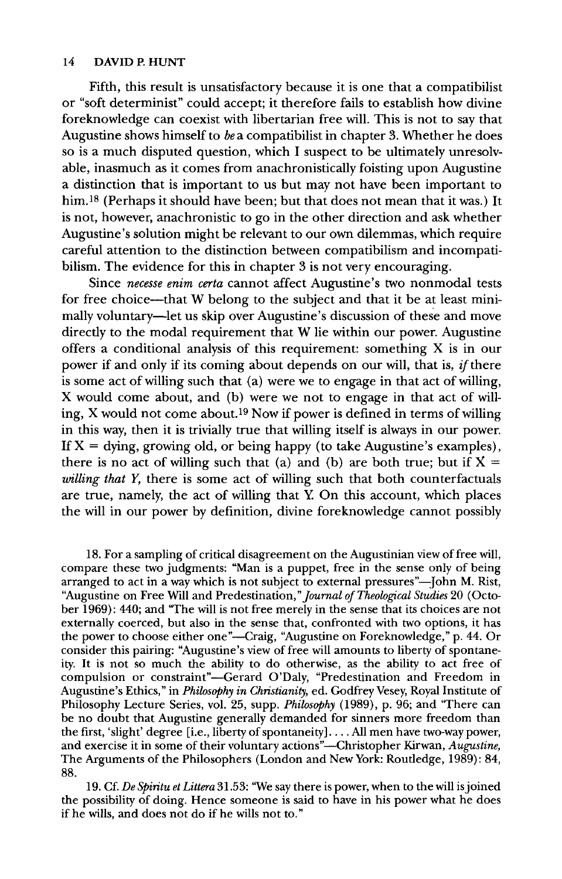Fifth, this result is unsatisfactory because it is one that a compatibilist or "soft determinist" could accept; it therefore fails to establish how divine foreknowledge can coexist with libertarian free will. This is not to say that Augustine shows himself to *be* a compatibilist in chapter 3. Whether he does so is a much disputed question, which I suspect to be ultimately unresolvable, inasmuch as it comes from anachronistically foisting upon Augustine a distinction that is important to us but may not have been important to him.[18] (Perhaps it should have been; but that does not mean that it was.) It is not, however, anachronistic to go in the other direction and ask whether Augustine's solution might be relevant to our own dilemmas, which require careful attention to the distinction between compatibilism and incompatibilism. The evidence for this in chapter 3 is not very encouraging.

Since *necesse enim certa* cannot affect Augustine's two nonmodal tests for free choice—that W belong to the subject and that it be at least minimally voluntary—let us skip over Augustine's discussion of these and move directly to the modal requirement that W lie within our power. Augustine offers a conditional analysis of this requirement: something X is in our power if and only if its coming about depends on our will, that is, *if* there is some act of willing such that (a) were we to engage in that act of willing, X would come about, and (b) were we not to engage in that act of willing, X would not come about.[19] Now if power is defined in terms of willing in this way, then it is trivially true that willing itself is always in our power. If X = dying, growing old, or being happy (to take Augustine's examples), there is no act of willing such that (a) and (b) are both true; but if X = *willing that Y,* there is some act of willing such that both counterfactuals are true, namely, the act of willing that Y. On this account, which places the will in our power by definition, divine foreknowledge cannot possibly

18. For a sampling of critical disagreement on the Augustinian view of free will, compare these two judgments: "Man is a puppet, free in the sense only of being arranged to act in a way which is not subject to external pressures"—John M. Rist, "Augustine on Free Will and Predestination," *Journal of Theological Studies* 20 (October 1969): 440; and "The will is not free merely in the sense that its choices are not externally coerced, but also in the sense that, confronted with two options, it has the power to choose either one"—Craig, "Augustine on Foreknowledge," p. 44. Or consider this pairing: "Augustine's view of free will amounts to liberty of spontaneity. It is not so much the ability to do otherwise, as the ability to act free of compulsion or constraint"—Gerard O'Daly, "Predestination and Freedom in Augustine's Ethics," in *Philosophy in Christianity,* ed. Godfrey Vesey, Royal Institute of Philosophy Lecture Series, vol. 25, supp. *Philosophy* (1989), p. 96; and "There can be no doubt that Augustine generally demanded for sinners more freedom than the first, 'slight' degree [i.e., liberty of spontaneity]. . . . All men have two-way power, and exercise it in some of their voluntary actions"—Christopher Kirwan, *Augustine,* The Arguments of the Philosophers (London and New York: Routledge, 1989): 84, 88.

19. Cf. *De Spiritu et Littera* 31.53: "We say there is power, when to the will is joined the possibility of doing. Hence someone is said to have in his power what he does if he wills, and does not do if he wills not to."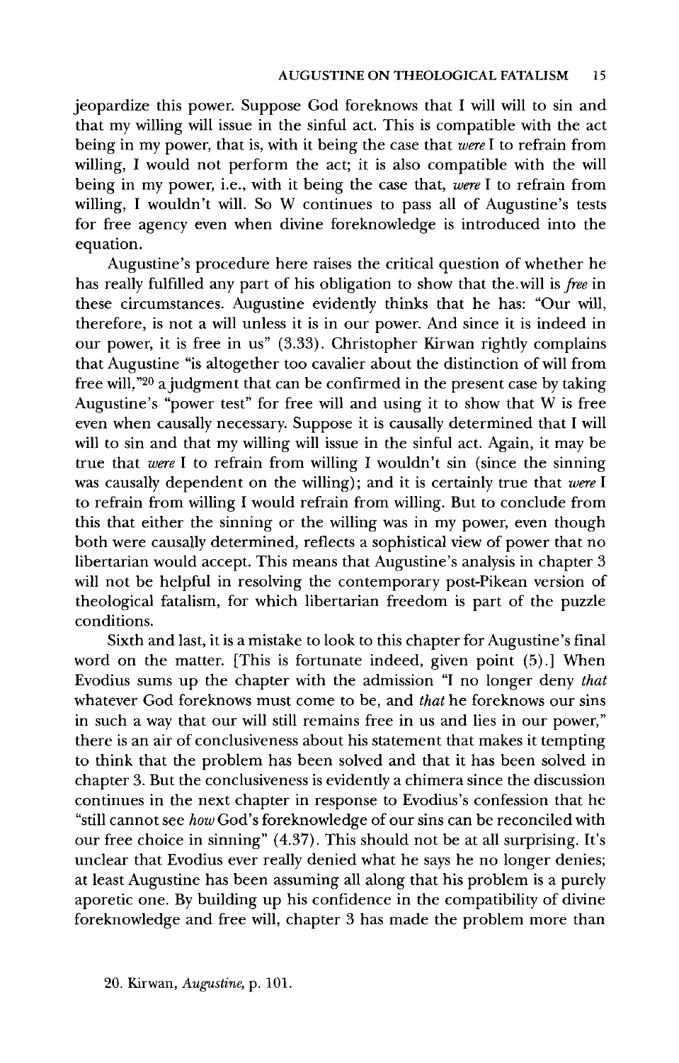jeopardize this power. Suppose God foreknows that I will will to sin and that my willing will issue in the sinful act. This is compatible with the act being in my power, that is, with it being the case that *were* I to refrain from willing, I would not perform the act; it is also compatible with the will being in my power, i.e., with it being the case that, *were* I to refrain from willing, I wouldn't will. So W continues to pass all of Augustine's tests for free agency even when divine foreknowledge is introduced into the equation.

Augustine's procedure here raises the critical question of whether he has really fulfilled any part of his obligation to show that the will is *free* in these circumstances. Augustine evidently thinks that he has: "Our will, therefore, is not a will unless it is in our power. And since it is indeed in our power, it is free in us" (3.33). Christopher Kirwan rightly complains that Augustine "is altogether too cavalier about the distinction of will from free will,"[20] a judgment that can be confirmed in the present case by taking Augustine's "power test" for free will and using it to show that W is free even when causally necessary. Suppose it is causally determined that I will will to sin and that my willing will issue in the sinful act. Again, it may be true that *were* I to refrain from willing I wouldn't sin (since the sinning was causally dependent on the willing); and it is certainly true that *were* I to refrain from willing I would refrain from willing. But to conclude from this that either the sinning or the willing was in my power, even though both were causally determined, reflects a sophistical view of power that no libertarian would accept. This means that Augustine's analysis in chapter 3 will not be helpful in resolving the contemporary post-Pikean version of theological fatalism, for which libertarian freedom is part of the puzzle conditions.

Sixth and last, it is a mistake to look to this chapter for Augustine's final word on the matter. [This is fortunate indeed, given point (5).] When Evodius sums up the chapter with the admission "I no longer deny *that* whatever God foreknows must come to be, and *that* he foreknows our sins in such a way that our will still remains free in us and lies in our power," there is an air of conclusiveness about his statement that makes it tempting to think that the problem has been solved and that it has been solved in chapter 3. But the conclusiveness is evidently a chimera since the discussion continues in the next chapter in response to Evodius's confession that he "still cannot see *how* God's foreknowledge of our sins can be reconciled with our free choice in sinning" (4.37). This should not be at all surprising. It's unclear that Evodius ever really denied what he says he no longer denies; at least Augustine has been assuming all along that his problem is a purely aporetic one. By building up his confidence in the compatibility of divine foreknowledge and free will, chapter 3 has made the problem more than

20. Kirwan, *Augustine*, p. 101.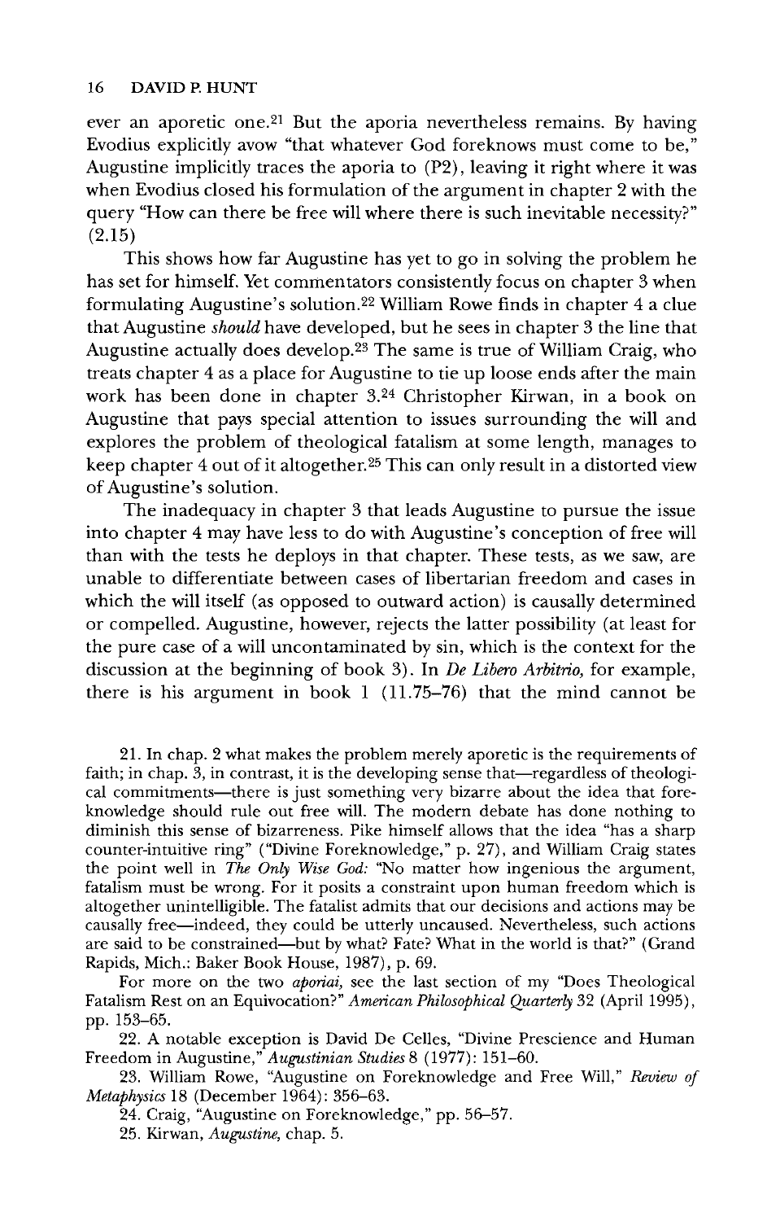ever an aporetic one.[21] But the aporia nevertheless remains. By having Evodius explicitly avow "that whatever God foreknows must come to be," Augustine implicitly traces the aporia to (P2), leaving it right where it was when Evodius closed his formulation of the argument in chapter 2 with the query "How can there be free will where there is such inevitable necessity?" (2.15)

This shows how far Augustine has yet to go in solving the problem he has set for himself. Yet commentators consistently focus on chapter 3 when formulating Augustine's solution.[22] William Rowe finds in chapter 4 a clue that Augustine *should* have developed, but he sees in chapter 3 the line that Augustine actually does develop.[23] The same is true of William Craig, who treats chapter 4 as a place for Augustine to tie up loose ends after the main work has been done in chapter 3.[24] Christopher Kirwan, in a book on Augustine that pays special attention to issues surrounding the will and explores the problem of theological fatalism at some length, manages to keep chapter 4 out of it altogether.[25] This can only result in a distorted view of Augustine's solution.

The inadequacy in chapter 3 that leads Augustine to pursue the issue into chapter 4 may have less to do with Augustine's conception of free will than with the tests he deploys in that chapter. These tests, as we saw, are unable to differentiate between cases of libertarian freedom and cases in which the will itself (as opposed to outward action) is causally determined or compelled. Augustine, however, rejects the latter possibility (at least for the pure case of a will uncontaminated by sin, which is the context for the discussion at the beginning of book 3). In *De Libero Arbitrio,* for example, there is his argument in book 1 (11.75–76) that the mind cannot be

21. In chap. 2 what makes the problem merely aporetic is the requirements of faith; in chap. 3, in contrast, it is the developing sense that—regardless of theological commitments—there is just something very bizarre about the idea that foreknowledge should rule out free will. The modern debate has done nothing to diminish this sense of bizarreness. Pike himself allows that the idea "has a sharp counter-intuitive ring" ("Divine Foreknowledge," p. 27), and William Craig states the point well in *The Only Wise God:* "No matter how ingenious the argument, fatalism must be wrong. For it posits a constraint upon human freedom which is altogether unintelligible. The fatalist admits that our decisions and actions may be causally free—indeed, they could be utterly uncaused. Nevertheless, such actions are said to be constrained—but by what? Fate? What in the world is that?" (Grand Rapids, Mich.: Baker Book House, 1987), p. 69.

For more on the two *aporiai,* see the last section of my "Does Theological Fatalism Rest on an Equivocation?" *American Philosophical Quarterly* 32 (April 1995), pp. 153–65.

22. A notable exception is David De Celles, "Divine Prescience and Human Freedom in Augustine," *Augustinian Studies* 8 (1977): 151–60.

23. William Rowe, "Augustine on Foreknowledge and Free Will," *Review of Metaphysics* 18 (December 1964): 356–63.

24. Craig, "Augustine on Foreknowledge," pp. 56–57.

25. Kirwan, *Augustine,* chap. 5.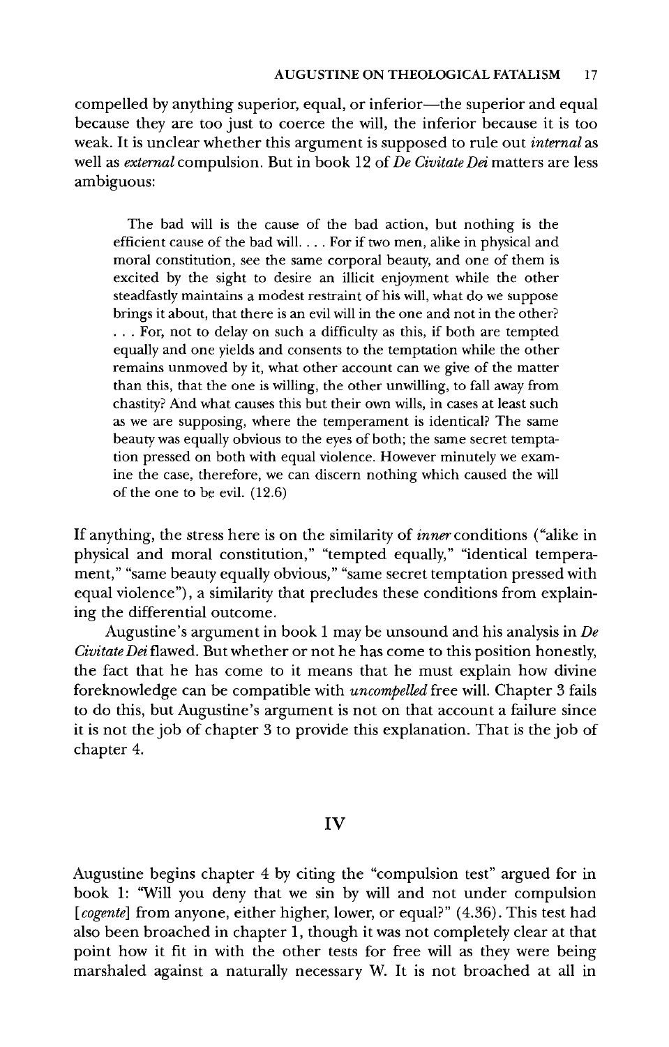compelled by anything superior, equal, or inferior—the superior and equal because they are too just to coerce the will, the inferior because it is too weak. It is unclear whether this argument is supposed to rule out *internal* as well as *external* compulsion. But in book 12 of *De Civitate Dei* matters are less ambiguous:

> The bad will is the cause of the bad action, but nothing is the efficient cause of the bad will. . . . For if two men, alike in physical and moral constitution, see the same corporal beauty, and one of them is excited by the sight to desire an illicit enjoyment while the other steadfastly maintains a modest restraint of his will, what do we suppose brings it about, that there is an evil will in the one and not in the other? . . . For, not to delay on such a difficulty as this, if both are tempted equally and one yields and consents to the temptation while the other remains unmoved by it, what other account can we give of the matter than this, that the one is willing, the other unwilling, to fall away from chastity? And what causes this but their own wills, in cases at least such as we are supposing, where the temperament is identical? The same beauty was equally obvious to the eyes of both; the same secret temptation pressed on both with equal violence. However minutely we examine the case, therefore, we can discern nothing which caused the will of the one to be evil. (12.6)

If anything, the stress here is on the similarity of *inner* conditions ("alike in physical and moral constitution," "tempted equally," "identical temperament," "same beauty equally obvious," "same secret temptation pressed with equal violence"), a similarity that precludes these conditions from explaining the differential outcome.

Augustine's argument in book 1 may be unsound and his analysis in *De Civitate Dei* flawed. But whether or not he has come to this position honestly, the fact that he has come to it means that he must explain how divine foreknowledge can be compatible with *uncompelled* free will. Chapter 3 fails to do this, but Augustine's argument is not on that account a failure since it is not the job of chapter 3 to provide this explanation. That is the job of chapter 4.

## IV

Augustine begins chapter 4 by citing the "compulsion test" argued for in book 1: "Will you deny that we sin by will and not under compulsion [*cogente*] from anyone, either higher, lower, or equal?" (4.36). This test had also been broached in chapter 1, though it was not completely clear at that point how it fit in with the other tests for free will as they were being marshaled against a naturally necessary W. It is not broached at all in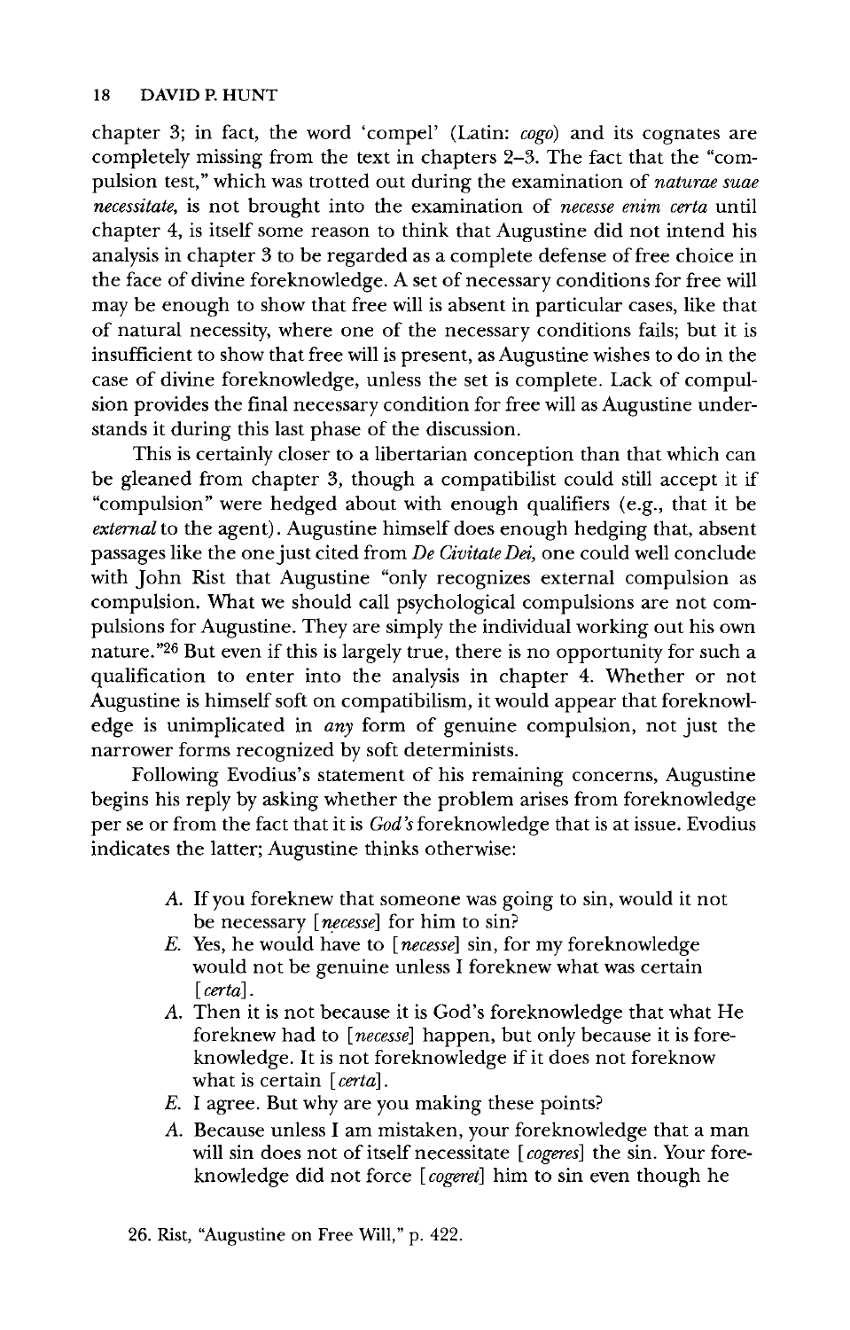chapter 3; in fact, the word 'compel' (Latin: *cogo*) and its cognates are completely missing from the text in chapters 2–3. The fact that the "compulsion test," which was trotted out during the examination of *naturae suae necessitate*, is not brought into the examination of *necesse enim certa* until chapter 4, is itself some reason to think that Augustine did not intend his analysis in chapter 3 to be regarded as a complete defense of free choice in the face of divine foreknowledge. A set of necessary conditions for free will may be enough to show that free will is absent in particular cases, like that of natural necessity, where one of the necessary conditions fails; but it is insufficient to show that free will is present, as Augustine wishes to do in the case of divine foreknowledge, unless the set is complete. Lack of compulsion provides the final necessary condition for free will as Augustine understands it during this last phase of the discussion.

This is certainly closer to a libertarian conception than that which can be gleaned from chapter 3, though a compatibilist could still accept it if "compulsion" were hedged about with enough qualifiers (e.g., that it be *external* to the agent). Augustine himself does enough hedging that, absent passages like the one just cited from *De Civitate Dei*, one could well conclude with John Rist that Augustine "only recognizes external compulsion as compulsion. What we should call psychological compulsions are not compulsions for Augustine. They are simply the individual working out his own nature."[26] But even if this is largely true, there is no opportunity for such a qualification to enter into the analysis in chapter 4. Whether or not Augustine is himself soft on compatibilism, it would appear that foreknowledge is unimplicated in *any* form of genuine compulsion, not just the narrower forms recognized by soft determinists.

Following Evodius's statement of his remaining concerns, Augustine begins his reply by asking whether the problem arises from foreknowledge per se or from the fact that it is *God's* foreknowledge that is at issue. Evodius indicates the latter; Augustine thinks otherwise:

> *A.* If you foreknew that someone was going to sin, would it not be necessary [*necesse*] for him to sin?
>
> *E.* Yes, he would have to [*necesse*] sin, for my foreknowledge would not be genuine unless I foreknew what was certain [*certa*].
>
> *A.* Then it is not because it is God's foreknowledge that what He foreknew had to [*necesse*] happen, but only because it is foreknowledge. It is not foreknowledge if it does not foreknow what is certain [*certa*].
>
> *E.* I agree. But why are you making these points?
>
> *A.* Because unless I am mistaken, your foreknowledge that a man will sin does not of itself necessitate [*cogeres*] the sin. Your foreknowledge did not force [*cogeret*] him to sin even though he

26. Rist, "Augustine on Free Will," p. 422.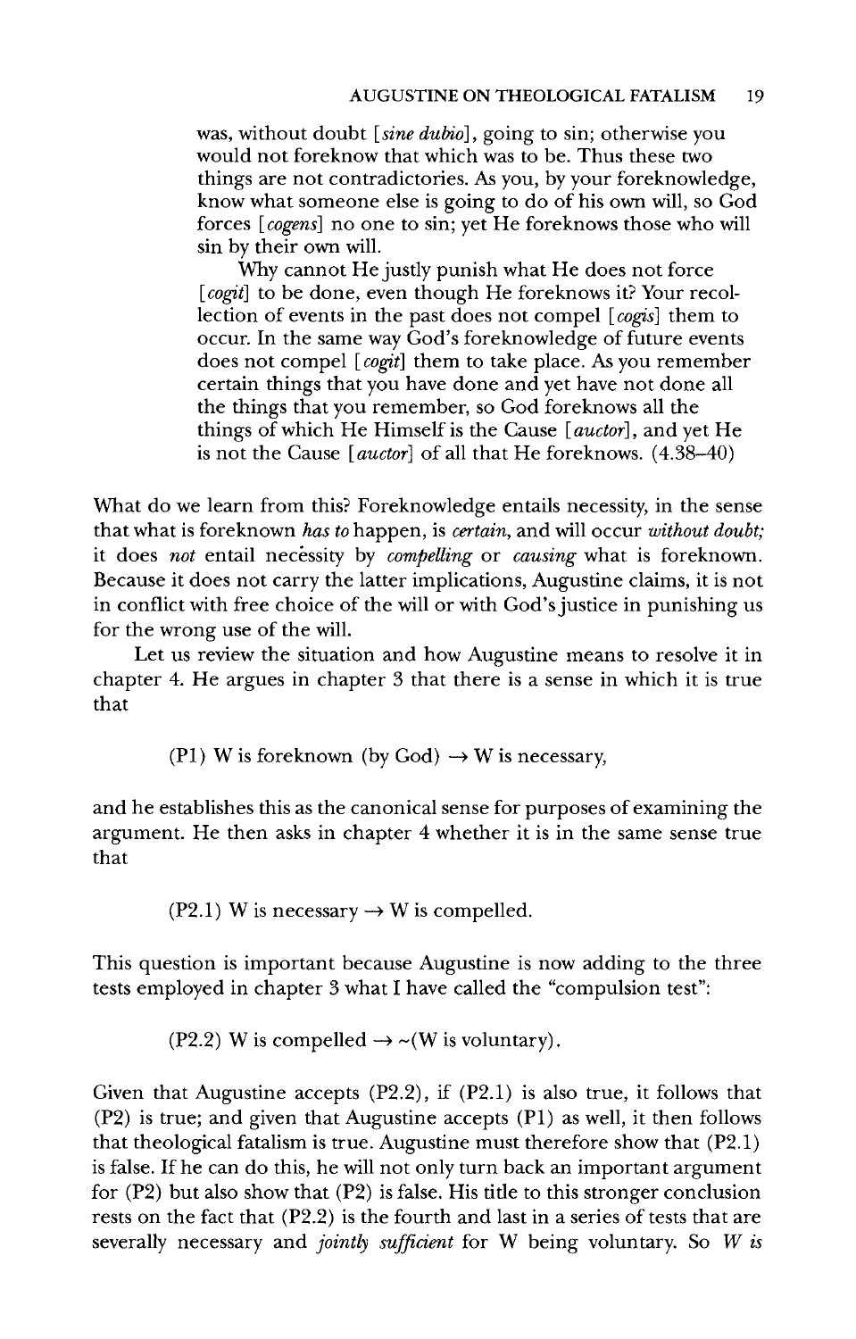> was, without doubt [*sine dubio*], going to sin; otherwise you would not foreknow that which was to be. Thus these two things are not contradictories. As you, by your foreknowledge, know what someone else is going to do of his own will, so God forces [*cogens*] no one to sin; yet He foreknows those who will sin by their own will.
>
> Why cannot He justly punish what He does not force [*cogit*] to be done, even though He foreknows it? Your recollection of events in the past does not compel [*cogis*] them to occur. In the same way God's foreknowledge of future events does not compel [*cogit*] them to take place. As you remember certain things that you have done and yet have not done all the things that you remember, so God foreknows all the things of which He Himself is the Cause [*auctor*], and yet He is not the Cause [*auctor*] of all that He foreknows. (4.38–40)

What do we learn from this? Foreknowledge entails necessity, in the sense that what is foreknown *has to* happen, is *certain*, and will occur *without doubt;* it does *not* entail necessity by *compelling* or *causing* what is foreknown. Because it does not carry the latter implications, Augustine claims, it is not in conflict with free choice of the will or with God's justice in punishing us for the wrong use of the will.

Let us review the situation and how Augustine means to resolve it in chapter 4. He argues in chapter 3 that there is a sense in which it is true that

(P1) W is foreknown (by God) $\rightarrow$ W is necessary,

and he establishes this as the canonical sense for purposes of examining the argument. He then asks in chapter 4 whether it is in the same sense true that

(P2.1) W is necessary $\rightarrow$ W is compelled.

This question is important because Augustine is now adding to the three tests employed in chapter 3 what I have called the "compulsion test":

(P2.2) W is compelled $\rightarrow \sim$(W is voluntary).

Given that Augustine accepts (P2.2), if (P2.1) is also true, it follows that (P2) is true; and given that Augustine accepts (P1) as well, it then follows that theological fatalism is true. Augustine must therefore show that (P2.1) is false. If he can do this, he will not only turn back an important argument for (P2) but also show that (P2) is false. His title to this stronger conclusion rests on the fact that (P2.2) is the fourth and last in a series of tests that are severally necessary and *jointly sufficient* for W being voluntary. So *W is*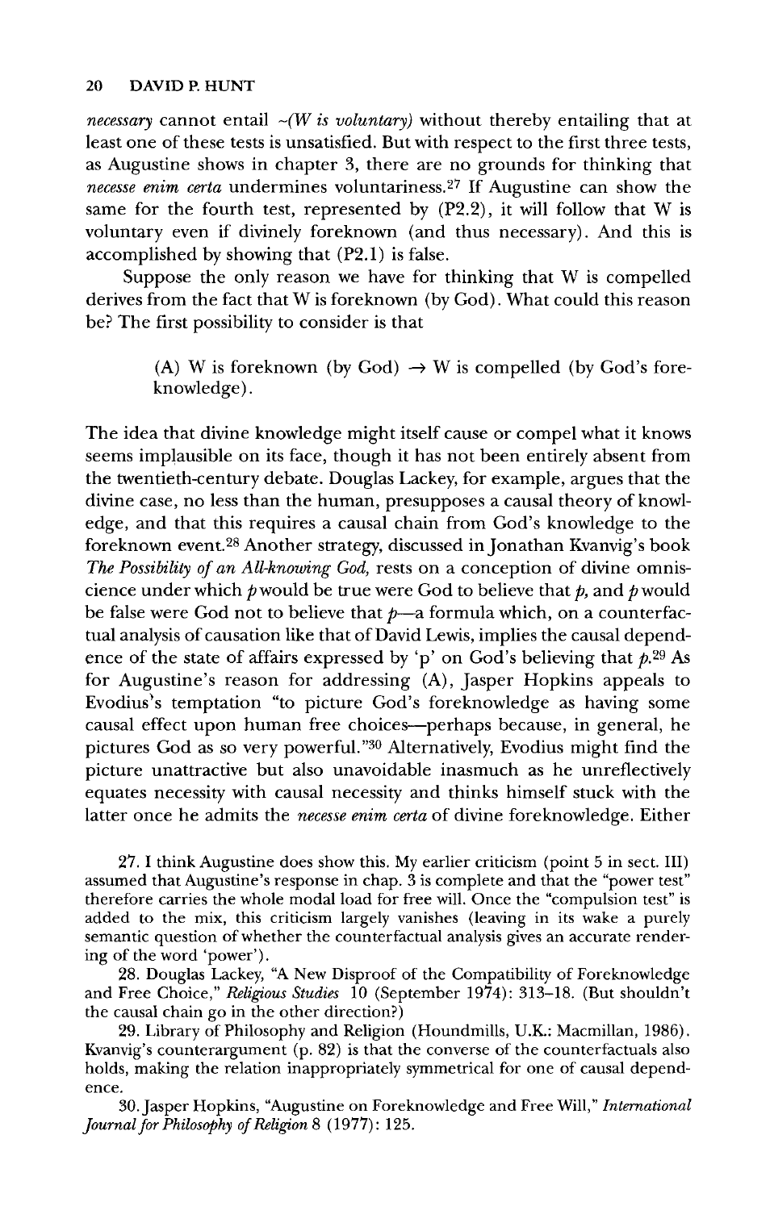*necessary* cannot entail ~*(W is voluntary)* without thereby entailing that at least one of these tests is unsatisfied. But with respect to the first three tests, as Augustine shows in chapter 3, there are no grounds for thinking that *necesse enim certa* undermines voluntariness.[27] If Augustine can show the same for the fourth test, represented by (P2.2), it will follow that W is voluntary even if divinely foreknown (and thus necessary). And this is accomplished by showing that (P2.1) is false.

Suppose the only reason we have for thinking that W is compelled derives from the fact that W is foreknown (by God). What could this reason be? The first possibility to consider is that

> (A) W is foreknown (by God) → W is compelled (by God's foreknowledge).

The idea that divine knowledge might itself cause or compel what it knows seems implausible on its face, though it has not been entirely absent from the twentieth-century debate. Douglas Lackey, for example, argues that the divine case, no less than the human, presupposes a causal theory of knowledge, and that this requires a causal chain from God's knowledge to the foreknown event.[28] Another strategy, discussed in Jonathan Kvanvig's book *The Possibility of an All-knowing God,* rests on a conception of divine omniscience under which *p* would be true were God to believe that *p*, and *p* would be false were God not to believe that *p*—a formula which, on a counterfactual analysis of causation like that of David Lewis, implies the causal dependence of the state of affairs expressed by 'p' on God's believing that *p*.[29] As for Augustine's reason for addressing (A), Jasper Hopkins appeals to Evodius's temptation "to picture God's foreknowledge as having some causal effect upon human free choices—perhaps because, in general, he pictures God as so very powerful."[30] Alternatively, Evodius might find the picture unattractive but also unavoidable inasmuch as he unreflectively equates necessity with causal necessity and thinks himself stuck with the latter once he admits the *necesse enim certa* of divine foreknowledge. Either

27. I think Augustine does show this. My earlier criticism (point 5 in sect. III) assumed that Augustine's response in chap. 3 is complete and that the "power test" therefore carries the whole modal load for free will. Once the "compulsion test" is added to the mix, this criticism largely vanishes (leaving in its wake a purely semantic question of whether the counterfactual analysis gives an accurate rendering of the word 'power').

28. Douglas Lackey, "A New Disproof of the Compatibility of Foreknowledge and Free Choice," *Religious Studies* 10 (September 1974): 313–18. (But shouldn't the causal chain go in the other direction?)

29. Library of Philosophy and Religion (Houndmills, U.K.: Macmillan, 1986). Kvanvig's counterargument (p. 82) is that the converse of the counterfactuals also holds, making the relation inappropriately symmetrical for one of causal dependence.

30. Jasper Hopkins, "Augustine on Foreknowledge and Free Will," *International Journal for Philosophy of Religion* 8 (1977): 125.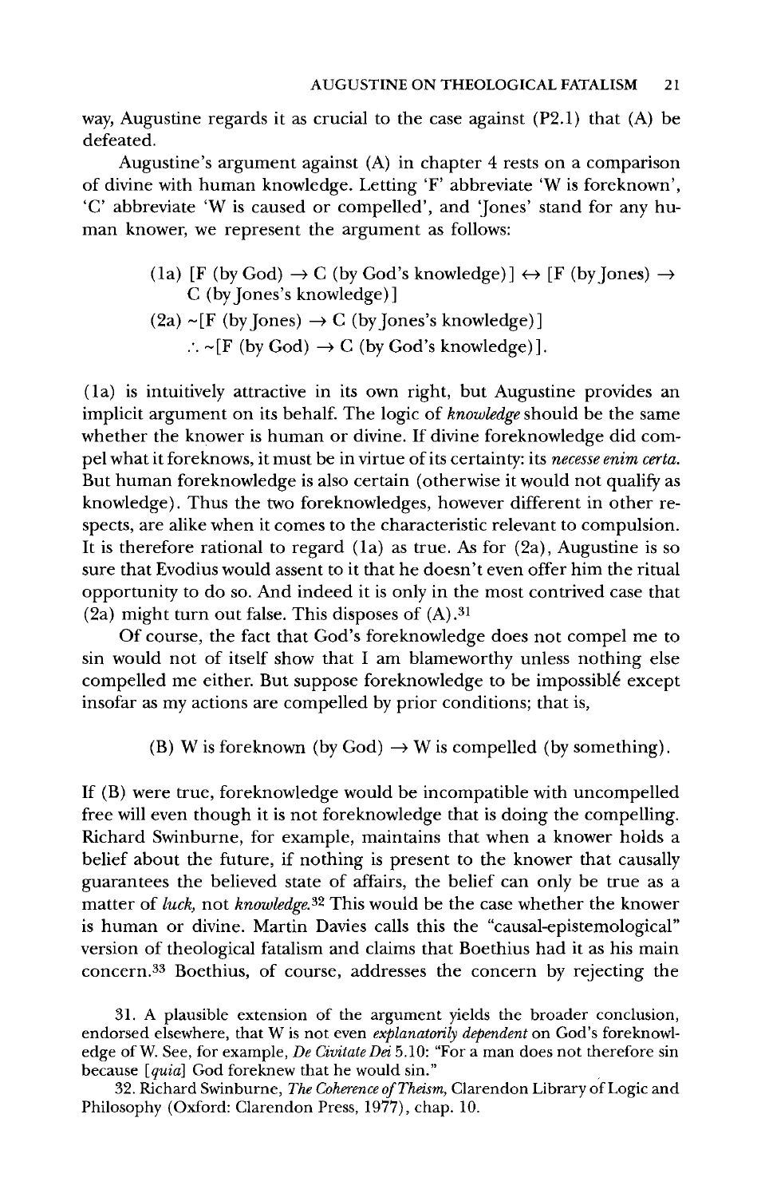way, Augustine regards it as crucial to the case against (P2.1) that (A) be defeated.

Augustine's argument against (A) in chapter 4 rests on a comparison of divine with human knowledge. Letting 'F' abbreviate 'W is foreknown', 'C' abbreviate 'W is caused or compelled', and 'Jones' stand for any human knower, we represent the argument as follows:

> (1a) [F (by God) $\rightarrow$ C (by God's knowledge)] $\leftrightarrow$ [F (by Jones) $\rightarrow$ C (by Jones's knowledge)]
>
> (2a) ~[F (by Jones) $\rightarrow$ C (by Jones's knowledge)]
>
> $\therefore$ ~[F (by God) $\rightarrow$ C (by God's knowledge)].

(1a) is intuitively attractive in its own right, but Augustine provides an implicit argument on its behalf. The logic of *knowledge* should be the same whether the knower is human or divine. If divine foreknowledge did compel what it foreknows, it must be in virtue of its certainty: its *necesse enim certa*. But human foreknowledge is also certain (otherwise it would not qualify as knowledge). Thus the two foreknowledges, however different in other respects, are alike when it comes to the characteristic relevant to compulsion. It is therefore rational to regard (1a) as true. As for (2a), Augustine is so sure that Evodius would assent to it that he doesn't even offer him the ritual opportunity to do so. And indeed it is only in the most contrived case that (2a) might turn out false. This disposes of (A).[31]

Of course, the fact that God's foreknowledge does not compel me to sin would not of itself show that I am blameworthy unless nothing else compelled me either. But suppose foreknowledge to be impossible except insofar as my actions are compelled by prior conditions; that is,

> (B) W is foreknown (by God) $\rightarrow$ W is compelled (by something).

If (B) were true, foreknowledge would be incompatible with uncompelled free will even though it is not foreknowledge that is doing the compelling. Richard Swinburne, for example, maintains that when a knower holds a belief about the future, if nothing is present to the knower that causally guarantees the believed state of affairs, the belief can only be true as a matter of *luck*, not *knowledge*.[32] This would be the case whether the knower is human or divine. Martin Davies calls this the "causal-epistemological" version of theological fatalism and claims that Boethius had it as his main concern.[33] Boethius, of course, addresses the concern by rejecting the

31. A plausible extension of the argument yields the broader conclusion, endorsed elsewhere, that W is not even *explanatorily dependent* on God's foreknowledge of W. See, for example, *De Civitate Dei* 5.10: "For a man does not therefore sin because [*quia*] God foreknew that he would sin."

32. Richard Swinburne, *The Coherence of Theism*, Clarendon Library of Logic and Philosophy (Oxford: Clarendon Press, 1977), chap. 10.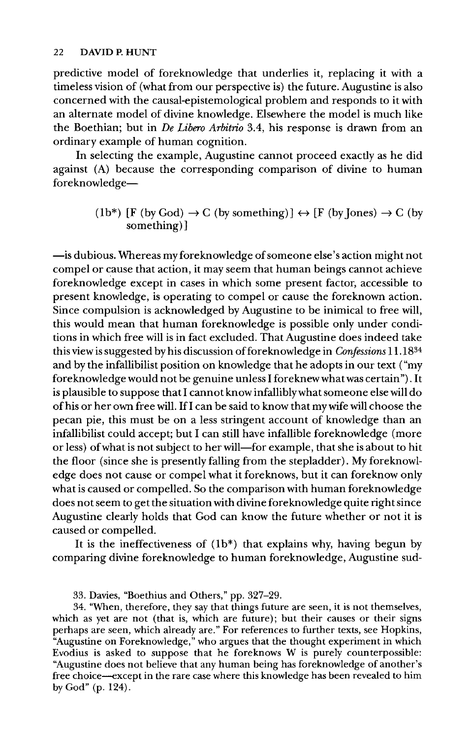predictive model of foreknowledge that underlies it, replacing it with a timeless vision of (what from our perspective is) the future. Augustine is also concerned with the causal-epistemological problem and responds to it with an alternate model of divine knowledge. Elsewhere the model is much like the Boethian; but in *De Libero Arbitrio* 3.4, his response is drawn from an ordinary example of human cognition.

In selecting the example, Augustine cannot proceed exactly as he did against (A) because the corresponding comparison of divine to human foreknowledge—

> (1b*) [F (by God) $\rightarrow$ C (by something)] $\leftrightarrow$ [F (by Jones) $\rightarrow$ C (by something)]

—is dubious. Whereas my foreknowledge of someone else's action might not compel or cause that action, it may seem that human beings cannot achieve foreknowledge except in cases in which some present factor, accessible to present knowledge, is operating to compel or cause the foreknown action. Since compulsion is acknowledged by Augustine to be inimical to free will, this would mean that human foreknowledge is possible only under conditions in which free will is in fact excluded. That Augustine does indeed take this view is suggested by his discussion of foreknowledge in *Confessions* 11.18[34] and by the infallibilist position on knowledge that he adopts in our text ("my foreknowledge would not be genuine unless I foreknew what was certain"). It is plausible to suppose that I cannot know infallibly what someone else will do of his or her own free will. If I can be said to know that my wife will choose the pecan pie, this must be on a less stringent account of knowledge than an infallibilist could accept; but I can still have infallible foreknowledge (more or less) of what is not subject to her will—for example, that she is about to hit the floor (since she is presently falling from the stepladder). My foreknowledge does not cause or compel what it foreknows, but it can foreknow only what is caused or compelled. So the comparison with human foreknowledge does not seem to get the situation with divine foreknowledge quite right since Augustine clearly holds that God can know the future whether or not it is caused or compelled.

It is the ineffectiveness of (1b*) that explains why, having begun by comparing divine foreknowledge to human foreknowledge, Augustine sud-

33. Davies, "Boethius and Others," pp. 327–29.

34. "When, therefore, they say that things future are seen, it is not themselves, which as yet are not (that is, which are future); but their causes or their signs perhaps are seen, which already are." For references to further texts, see Hopkins, "Augustine on Foreknowledge," who argues that the thought experiment in which Evodius is asked to suppose that he foreknows W is purely counterpossible: "Augustine does not believe that any human being has foreknowledge of another's free choice—except in the rare case where this knowledge has been revealed to him by God" (p. 124).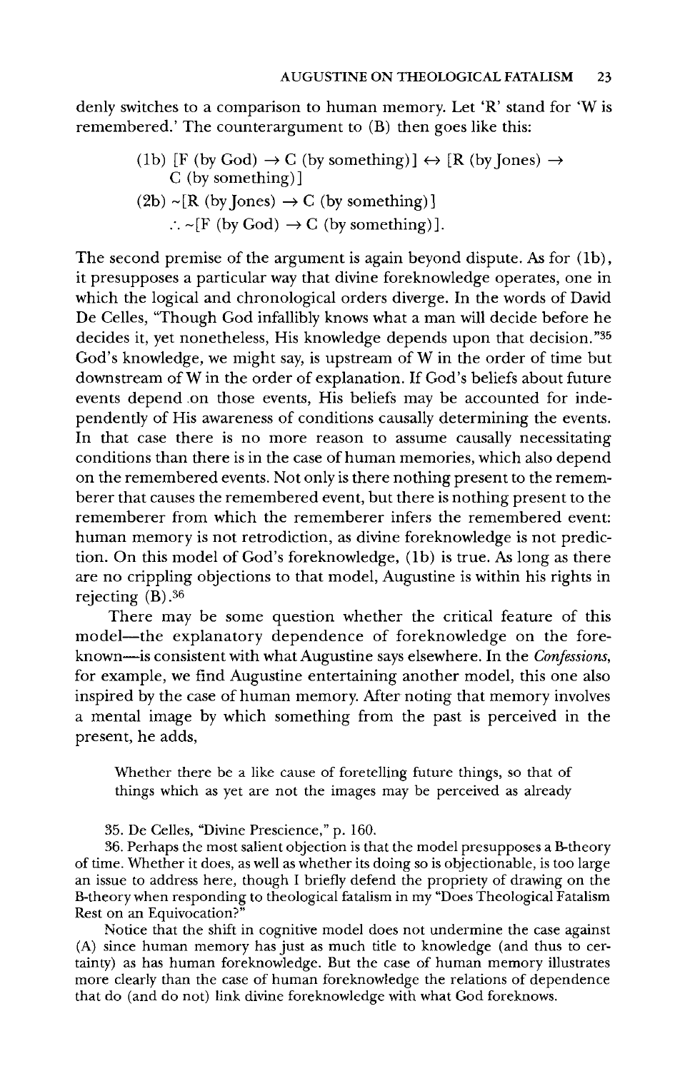denly switches to a comparison to human memory. Let 'R' stand for 'W is remembered.' The counterargument to (B) then goes like this:

(1b) $[F \text{ (by God)} \rightarrow C \text{ (by something)}] \leftrightarrow [R \text{ (by Jones)} \rightarrow C \text{ (by something)}]$

(2b) $\sim[R \text{ (by Jones)} \rightarrow C \text{ (by something)}]$

$\therefore \sim[F \text{ (by God)} \rightarrow C \text{ (by something)}]$.

The second premise of the argument is again beyond dispute. As for (1b), it presupposes a particular way that divine foreknowledge operates, one in which the logical and chronological orders diverge. In the words of David De Celles, "Though God infallibly knows what a man will decide before he decides it, yet nonetheless, His knowledge depends upon that decision."[35] God's knowledge, we might say, is upstream of W in the order of time but downstream of W in the order of explanation. If God's beliefs about future events depend on those events, His beliefs may be accounted for independently of His awareness of conditions causally determining the events. In that case there is no more reason to assume causally necessitating conditions than there is in the case of human memories, which also depend on the remembered events. Not only is there nothing present to the rememberer that causes the remembered event, but there is nothing present to the rememberer from which the rememberer infers the remembered event: human memory is not retrodiction, as divine foreknowledge is not prediction. On this model of God's foreknowledge, (1b) is true. As long as there are no crippling objections to that model, Augustine is within his rights in rejecting (B).[36]

There may be some question whether the critical feature of this model—the explanatory dependence of foreknowledge on the foreknown—is consistent with what Augustine says elsewhere. In the *Confessions*, for example, we find Augustine entertaining another model, this one also inspired by the case of human memory. After noting that memory involves a mental image by which something from the past is perceived in the present, he adds,

> Whether there be a like cause of foretelling future things, so that of things which as yet are not the images may be perceived as already

35. De Celles, "Divine Prescience," p. 160.

36. Perhaps the most salient objection is that the model presupposes a B-theory of time. Whether it does, as well as whether its doing so is objectionable, is too large an issue to address here, though I briefly defend the propriety of drawing on the B-theory when responding to theological fatalism in my "Does Theological Fatalism Rest on an Equivocation?"

Notice that the shift in cognitive model does not undermine the case against (A) since human memory has just as much title to knowledge (and thus to certainty) as has human foreknowledge. But the case of human memory illustrates more clearly than the case of human foreknowledge the relations of dependence that do (and do not) link divine foreknowledge with what God foreknows.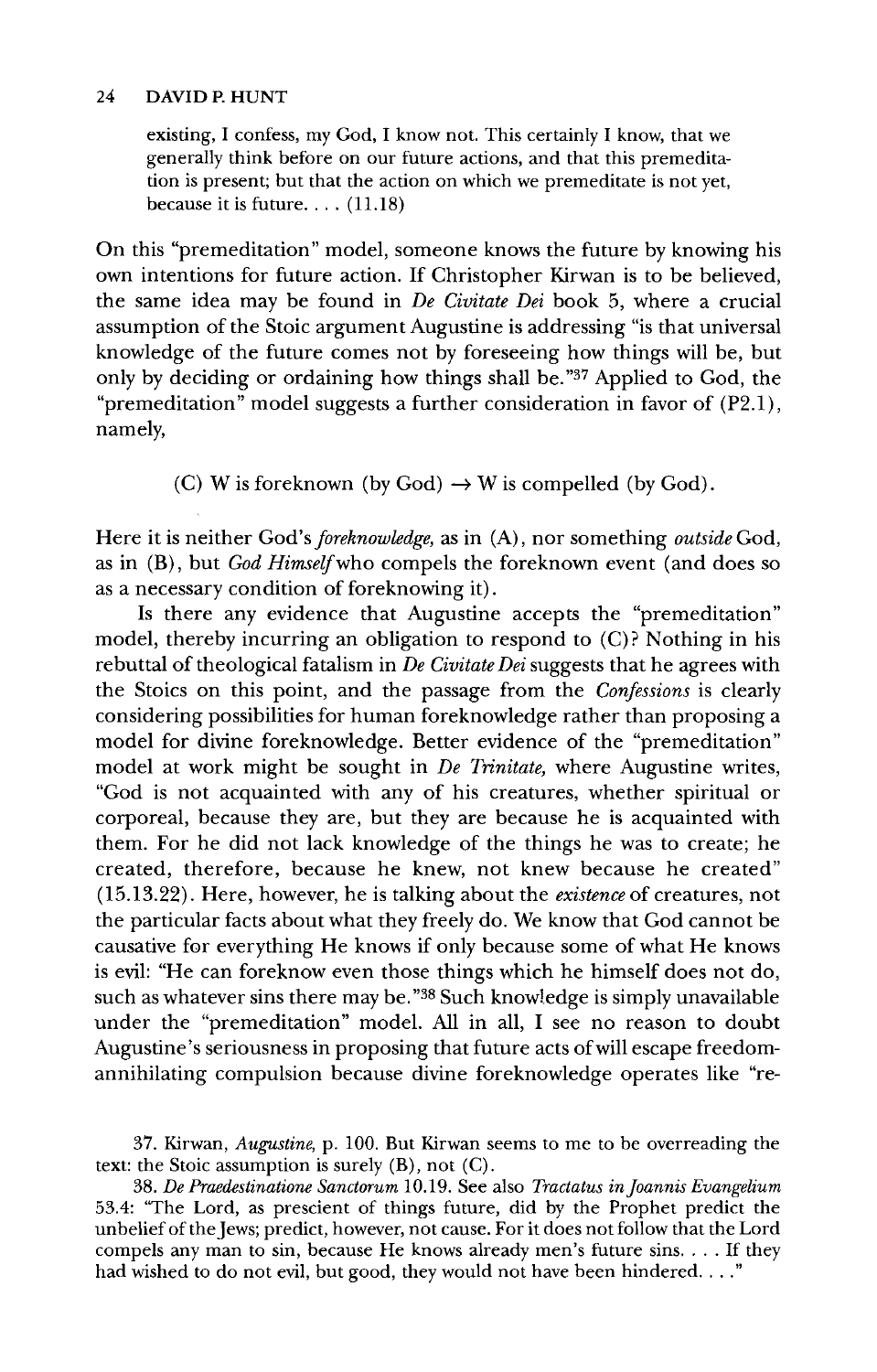> existing, I confess, my God, I know not. This certainly I know, that we generally think before on our future actions, and that this premeditation is present; but that the action on which we premeditate is not yet, because it is future. . . . (11.18)

On this "premeditation" model, someone knows the future by knowing his own intentions for future action. If Christopher Kirwan is to be believed, the same idea may be found in *De Civitate Dei* book 5, where a crucial assumption of the Stoic argument Augustine is addressing "is that universal knowledge of the future comes not by foreseeing how things will be, but only by deciding or ordaining how things shall be."[37] Applied to God, the "premeditation" model suggests a further consideration in favor of (P2.1), namely,

(C) W is foreknown (by God) $\rightarrow$ W is compelled (by God).

Here it is neither God's *foreknowledge*, as in (A), nor something *outside* God, as in (B), but *God Himself* who compels the foreknown event (and does so as a necessary condition of foreknowing it).

Is there any evidence that Augustine accepts the "premeditation" model, thereby incurring an obligation to respond to (C)? Nothing in his rebuttal of theological fatalism in *De Civitate Dei* suggests that he agrees with the Stoics on this point, and the passage from the *Confessions* is clearly considering possibilities for human foreknowledge rather than proposing a model for divine foreknowledge. Better evidence of the "premeditation" model at work might be sought in *De Trinitate*, where Augustine writes, "God is not acquainted with any of his creatures, whether spiritual or corporeal, because they are, but they are because he is acquainted with them. For he did not lack knowledge of the things he was to create; he created, therefore, because he knew, not knew because he created" (15.13.22). Here, however, he is talking about the *existence* of creatures, not the particular facts about what they freely do. We know that God cannot be causative for everything He knows if only because some of what He knows is evil: "He can foreknow even those things which he himself does not do, such as whatever sins there may be."[38] Such knowledge is simply unavailable under the "premeditation" model. All in all, I see no reason to doubt Augustine's seriousness in proposing that future acts of will escape freedom-annihilating compulsion because divine foreknowledge operates like "re-

---

37. Kirwan, *Augustine*, p. 100. But Kirwan seems to me to be overreading the text: the Stoic assumption is surely (B), not (C).

38. *De Praedestinatione Sanctorum* 10.19. See also *Tractatus in Joannis Evangelium* 53.4: "The Lord, as prescient of things future, did by the Prophet predict the unbelief of the Jews; predict, however, not cause. For it does not follow that the Lord compels any man to sin, because He knows already men's future sins. . . . If they had wished to do not evil, but good, they would not have been hindered. . . ."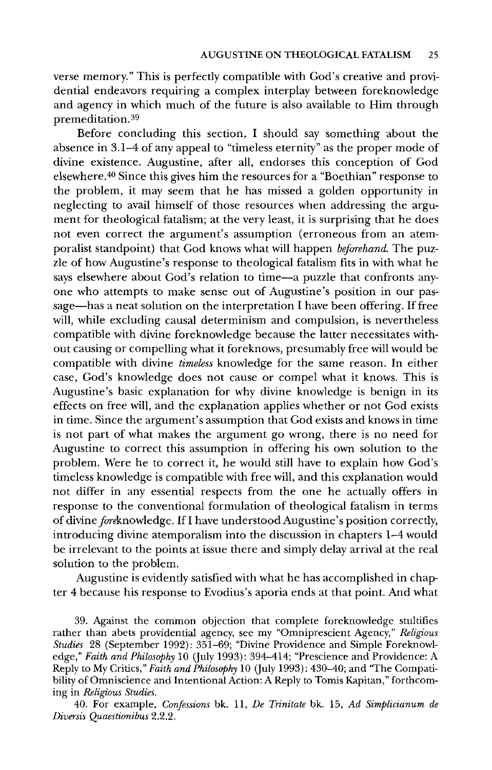verse memory." This is perfectly compatible with God's creative and providential endeavors requiring a complex interplay between foreknowledge and agency in which much of the future is also available to Him through premeditation.[39]

Before concluding this section, I should say something about the absence in 3.1–4 of any appeal to "timeless eternity" as the proper mode of divine existence. Augustine, after all, endorses this conception of God elsewhere.[40] Since this gives him the resources for a "Boethian" response to the problem, it may seem that he has missed a golden opportunity in neglecting to avail himself of those resources when addressing the argument for theological fatalism; at the very least, it is surprising that he does not even correct the argument's assumption (erroneous from an atemporalist standpoint) that God knows what will happen *beforehand*. The puzzle of how Augustine's response to theological fatalism fits in with what he says elsewhere about God's relation to time—a puzzle that confronts anyone who attempts to make sense out of Augustine's position in our passage—has a neat solution on the interpretation I have been offering. If free will, while excluding causal determinism and compulsion, is nevertheless compatible with divine foreknowledge because the latter necessitates without causing or compelling what it foreknows, presumably free will would be compatible with divine *timeless* knowledge for the same reason. In either case, God's knowledge does not cause or compel what it knows. This is Augustine's basic explanation for why divine knowledge is benign in its effects on free will, and the explanation applies whether or not God exists in time. Since the argument's assumption that God exists and knows in time is not part of what makes the argument go wrong, there is no need for Augustine to correct this assumption in offering his own solution to the problem. Were he to correct it, he would still have to explain how God's timeless knowledge is compatible with free will, and this explanation would not differ in any essential respects from the one he actually offers in response to the conventional formulation of theological fatalism in terms of divine *fore*knowledge. If I have understood Augustine's position correctly, introducing divine atemporalism into the discussion in chapters 1–4 would be irrelevant to the points at issue there and simply delay arrival at the real solution to the problem.

Augustine is evidently satisfied with what he has accomplished in chapter 4 because his response to Evodius's aporia ends at that point. And what

39. Against the common objection that complete foreknowledge stultifies rather than abets providential agency, see my "Omniprescient Agency," *Religious Studies* 28 (September 1992): 351–69; "Divine Providence and Simple Foreknowledge," *Faith and Philosophy* 10 (July 1993): 394–414; "Prescience and Providence: A Reply to My Critics," *Faith and Philosophy* 10 (July 1993): 430–40; and "The Compatibility of Omniscience and Intentional Action: A Reply to Tomis Kapitan," forthcoming in *Religious Studies*.

40. For example, *Confessions* bk. 11, *De Trinitate* bk. 15, *Ad Simplicianum de Diversis Quaestionibus* 2.2.2.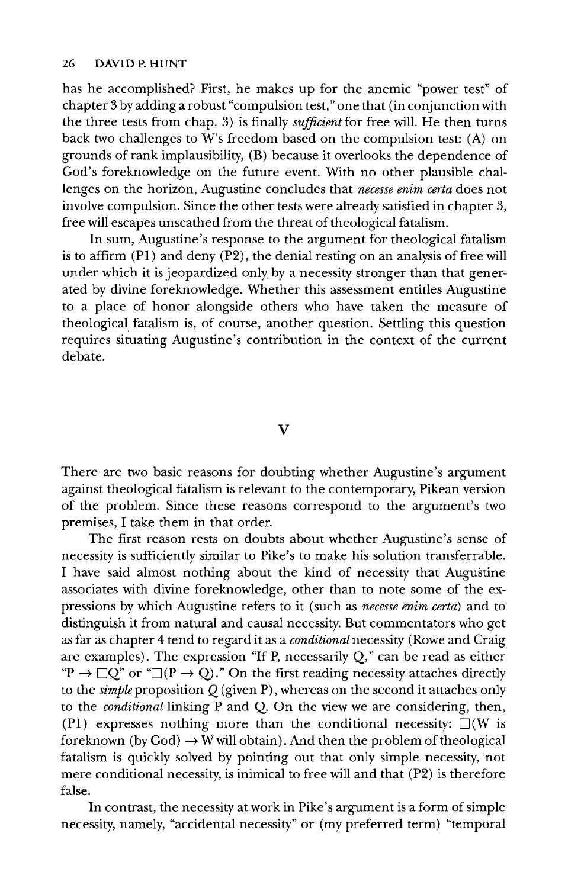has he accomplished? First, he makes up for the anemic "power test" of chapter 3 by adding a robust "compulsion test," one that (in conjunction with the three tests from chap. 3) is finally *sufficient* for free will. He then turns back two challenges to W's freedom based on the compulsion test: (A) on grounds of rank implausibility, (B) because it overlooks the dependence of God's foreknowledge on the future event. With no other plausible challenges on the horizon, Augustine concludes that *necesse enim certa* does not involve compulsion. Since the other tests were already satisfied in chapter 3, free will escapes unscathed from the threat of theological fatalism.

In sum, Augustine's response to the argument for theological fatalism is to affirm (P1) and deny (P2), the denial resting on an analysis of free will under which it is jeopardized only by a necessity stronger than that generated by divine foreknowledge. Whether this assessment entitles Augustine to a place of honor alongside others who have taken the measure of theological fatalism is, of course, another question. Settling this question requires situating Augustine's contribution in the context of the current debate.

## V

There are two basic reasons for doubting whether Augustine's argument against theological fatalism is relevant to the contemporary, Pikean version of the problem. Since these reasons correspond to the argument's two premises, I take them in that order.

The first reason rests on doubts about whether Augustine's sense of necessity is sufficiently similar to Pike's to make his solution transferrable. I have said almost nothing about the kind of necessity that Augustine associates with divine foreknowledge, other than to note some of the expressions by which Augustine refers to it (such as *necesse enim certa*) and to distinguish it from natural and causal necessity. But commentators who get as far as chapter 4 tend to regard it as a *conditional* necessity (Rowe and Craig are examples). The expression "If P, necessarily Q," can be read as either "$P \rightarrow \Box Q$" or "$\Box(P \rightarrow Q)$." On the first reading necessity attaches directly to the *simple* proposition Q (given P), whereas on the second it attaches only to the *conditional* linking P and Q. On the view we are considering, then, (P1) expresses nothing more than the conditional necessity: $\Box$(W is foreknown (by God) $\rightarrow$ W will obtain). And then the problem of theological fatalism is quickly solved by pointing out that only simple necessity, not mere conditional necessity, is inimical to free will and that (P2) is therefore false.

In contrast, the necessity at work in Pike's argument is a form of simple necessity, namely, "accidental necessity" or (my preferred term) "temporal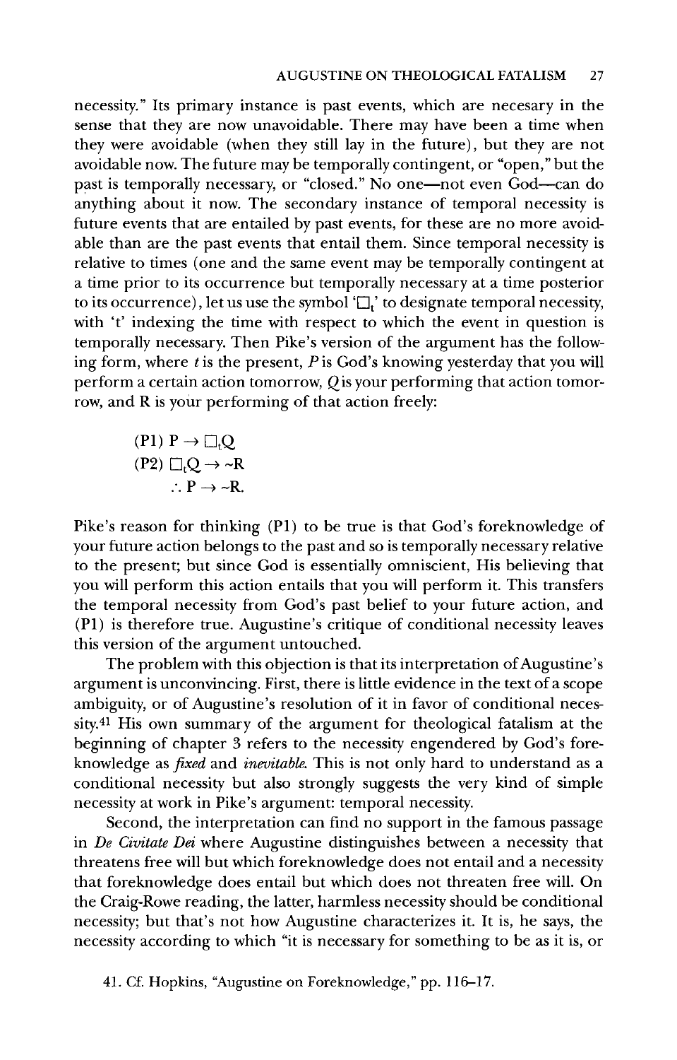necessity." Its primary instance is past events, which are necesary in the sense that they are now unavoidable. There may have been a time when they were avoidable (when they still lay in the future), but they are not avoidable now. The future may be temporally contingent, or "open," but the past is temporally necessary, or "closed." No one—not even God—can do anything about it now. The secondary instance of temporal necessity is future events that are entailed by past events, for these are no more avoidable than are the past events that entail them. Since temporal necessity is relative to times (one and the same event may be temporally contingent at a time prior to its occurrence but temporally necessary at a time posterior to its occurrence), let us use the symbol '$\Box_t$' to designate temporal necessity, with 't' indexing the time with respect to which the event in question is temporally necessary. Then Pike's version of the argument has the following form, where *t* is the present, *P* is God's knowing yesterday that you will perform a certain action tomorrow, *Q* is your performing that action tomorrow, and R is your performing of that action freely:

$$\text{(P1) } P \rightarrow \Box_t Q$$
$$\text{(P2) } \Box_t Q \rightarrow \sim R$$
$$\therefore P \rightarrow \sim R.$$

Pike's reason for thinking (P1) to be true is that God's foreknowledge of your future action belongs to the past and so is temporally necessary relative to the present; but since God is essentially omniscient, His believing that you will perform this action entails that you will perform it. This transfers the temporal necessity from God's past belief to your future action, and (P1) is therefore true. Augustine's critique of conditional necessity leaves this version of the argument untouched.

The problem with this objection is that its interpretation of Augustine's argument is unconvincing. First, there is little evidence in the text of a scope ambiguity, or of Augustine's resolution of it in favor of conditional necessity.[41] His own summary of the argument for theological fatalism at the beginning of chapter 3 refers to the necessity engendered by God's foreknowledge as *fixed* and *inevitable*. This is not only hard to understand as a conditional necessity but also strongly suggests the very kind of simple necessity at work in Pike's argument: temporal necessity.

Second, the interpretation can find no support in the famous passage in *De Civitate Dei* where Augustine distinguishes between a necessity that threatens free will but which foreknowledge does not entail and a necessity that foreknowledge does entail but which does not threaten free will. On the Craig-Rowe reading, the latter, harmless necessity should be conditional necessity; but that's not how Augustine characterizes it. It is, he says, the necessity according to which "it is necessary for something to be as it is, or

41. Cf. Hopkins, "Augustine on Foreknowledge," pp. 116–17.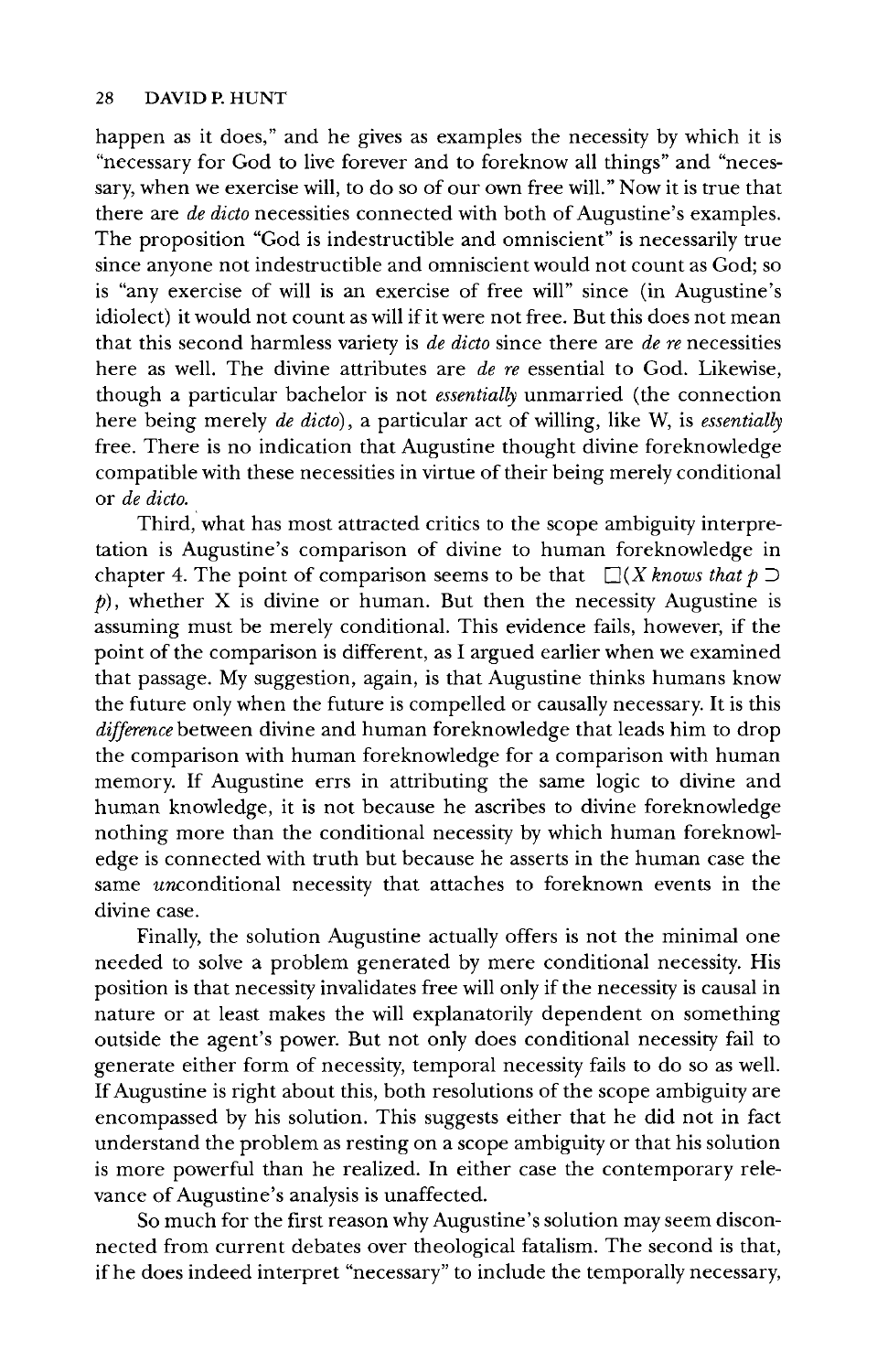happen as it does," and he gives as examples the necessity by which it is "necessary for God to live forever and to foreknow all things" and "necessary, when we exercise will, to do so of our own free will." Now it is true that there are *de dicto* necessities connected with both of Augustine's examples. The proposition "God is indestructible and omniscient" is necessarily true since anyone not indestructible and omniscient would not count as God; so is "any exercise of will is an exercise of free will" since (in Augustine's idiolect) it would not count as will if it were not free. But this does not mean that this second harmless variety is *de dicto* since there are *de re* necessities here as well. The divine attributes are *de re* essential to God. Likewise, though a particular bachelor is not *essentially* unmarried (the connection here being merely *de dicto*), a particular act of willing, like W, is *essentially* free. There is no indication that Augustine thought divine foreknowledge compatible with these necessities in virtue of their being merely conditional or *de dicto*.

Third, what has most attracted critics to the scope ambiguity interpretation is Augustine's comparison of divine to human foreknowledge in chapter 4. The point of comparison seems to be that $\Box$(*X knows that p* $\supset$ *p*), whether X is divine or human. But then the necessity Augustine is assuming must be merely conditional. This evidence fails, however, if the point of the comparison is different, as I argued earlier when we examined that passage. My suggestion, again, is that Augustine thinks humans know the future only when the future is compelled or causally necessary. It is this *difference* between divine and human foreknowledge that leads him to drop the comparison with human foreknowledge for a comparison with human memory. If Augustine errs in attributing the same logic to divine and human knowledge, it is not because he ascribes to divine foreknowledge nothing more than the conditional necessity by which human foreknowledge is connected with truth but because he asserts in the human case the same *un*conditional necessity that attaches to foreknown events in the divine case.

Finally, the solution Augustine actually offers is not the minimal one needed to solve a problem generated by mere conditional necessity. His position is that necessity invalidates free will only if the necessity is causal in nature or at least makes the will explanatorily dependent on something outside the agent's power. But not only does conditional necessity fail to generate either form of necessity, temporal necessity fails to do so as well. If Augustine is right about this, both resolutions of the scope ambiguity are encompassed by his solution. This suggests either that he did not in fact understand the problem as resting on a scope ambiguity or that his solution is more powerful than he realized. In either case the contemporary relevance of Augustine's analysis is unaffected.

So much for the first reason why Augustine's solution may seem disconnected from current debates over theological fatalism. The second is that, if he does indeed interpret "necessary" to include the temporally necessary,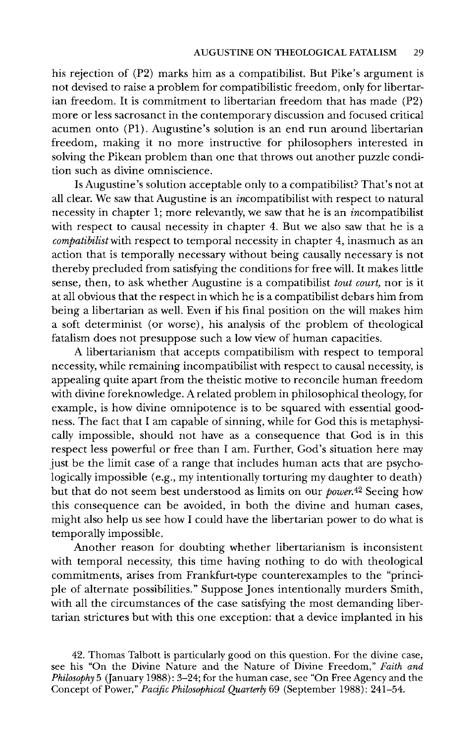his rejection of (P2) marks him as a compatibilist. But Pike's argument is not devised to raise a problem for compatibilistic freedom, only for libertarian freedom. It is commitment to libertarian freedom that has made (P2) more or less sacrosanct in the contemporary discussion and focused critical acumen onto (P1). Augustine's solution is an end run around libertarian freedom, making it no more instructive for philosophers interested in solving the Pikean problem than one that throws out another puzzle condition such as divine omniscience.

Is Augustine's solution acceptable only to a compatibilist? That's not at all clear. We saw that Augustine is an *in*compatibilist with respect to natural necessity in chapter 1; more relevantly, we saw that he is an *in*compatibilist with respect to causal necessity in chapter 4. But we also saw that he is a *compatibilist* with respect to temporal necessity in chapter 4, inasmuch as an action that is temporally necessary without being causally necessary is not thereby precluded from satisfying the conditions for free will. It makes little sense, then, to ask whether Augustine is a compatibilist *tout court,* nor is it at all obvious that the respect in which he is a compatibilist debars him from being a libertarian as well. Even if his final position on the will makes him a soft determinist (or worse), his analysis of the problem of theological fatalism does not presuppose such a low view of human capacities.

A libertarianism that accepts compatibilism with respect to temporal necessity, while remaining incompatibilist with respect to causal necessity, is appealing quite apart from the theistic motive to reconcile human freedom with divine foreknowledge. A related problem in philosophical theology, for example, is how divine omnipotence is to be squared with essential goodness. The fact that I am capable of sinning, while for God this is metaphysically impossible, should not have as a consequence that God is in this respect less powerful or free than I am. Further, God's situation here may just be the limit case of a range that includes human acts that are psychologically impossible (e.g., my intentionally torturing my daughter to death) but that do not seem best understood as limits on our *power.*[42] Seeing how this consequence can be avoided, in both the divine and human cases, might also help us see how I could have the libertarian power to do what is temporally impossible.

Another reason for doubting whether libertarianism is inconsistent with temporal necessity, this time having nothing to do with theological commitments, arises from Frankfurt-type counterexamples to the "principle of alternate possibilities." Suppose Jones intentionally murders Smith, with all the circumstances of the case satisfying the most demanding libertarian strictures but with this one exception: that a device implanted in his

42. Thomas Talbott is particularly good on this question. For the divine case, see his "On the Divine Nature and the Nature of Divine Freedom," *Faith and Philosophy* 5 (January 1988): 3–24; for the human case, see "On Free Agency and the Concept of Power," *Pacific Philosophical Quarterly* 69 (September 1988): 241–54.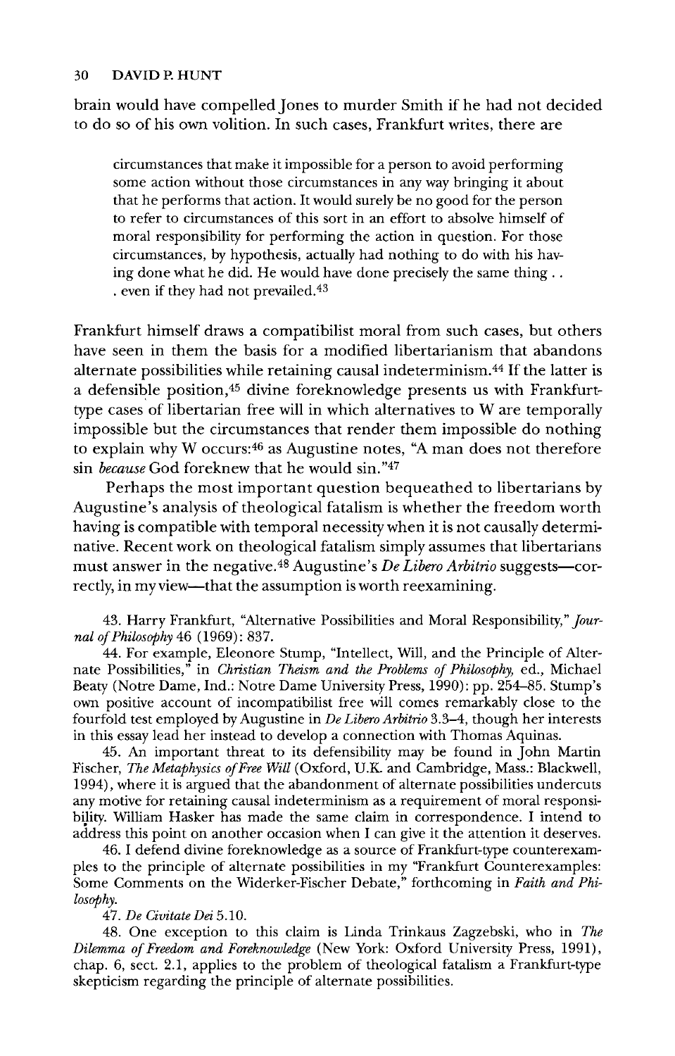brain would have compelled Jones to murder Smith if he had not decided to do so of his own volition. In such cases, Frankfurt writes, there are

> circumstances that make it impossible for a person to avoid performing some action without those circumstances in any way bringing it about that he performs that action. It would surely be no good for the person to refer to circumstances of this sort in an effort to absolve himself of moral responsibility for performing the action in question. For those circumstances, by hypothesis, actually had nothing to do with his having done what he did. He would have done precisely the same thing . . . even if they had not prevailed.[43]

Frankfurt himself draws a compatibilist moral from such cases, but others have seen in them the basis for a modified libertarianism that abandons alternate possibilities while retaining causal indeterminism.[44] If the latter is a defensible position,[45] divine foreknowledge presents us with Frankfurt-type cases of libertarian free will in which alternatives to W are temporally impossible but the circumstances that render them impossible do nothing to explain why W occurs:[46] as Augustine notes, "A man does not therefore sin *because* God foreknew that he would sin."[47]

Perhaps the most important question bequeathed to libertarians by Augustine's analysis of theological fatalism is whether the freedom worth having is compatible with temporal necessity when it is not causally determinative. Recent work on theological fatalism simply assumes that libertarians must answer in the negative.[48] Augustine's *De Libero Arbitrio* suggests—correctly, in my view—that the assumption is worth reexamining.

43. Harry Frankfurt, "Alternative Possibilities and Moral Responsibility," *Journal of Philosophy* 46 (1969): 837.

44. For example, Eleonore Stump, "Intellect, Will, and the Principle of Alternate Possibilities," in *Christian Theism and the Problems of Philosophy,* ed., Michael Beaty (Notre Dame, Ind.: Notre Dame University Press, 1990): pp. 254–85. Stump's own positive account of incompatibilist free will comes remarkably close to the fourfold test employed by Augustine in *De Libero Arbitrio* 3.3–4, though her interests in this essay lead her instead to develop a connection with Thomas Aquinas.

45. An important threat to its defensibility may be found in John Martin Fischer, *The Metaphysics of Free Will* (Oxford, U.K. and Cambridge, Mass.: Blackwell, 1994), where it is argued that the abandonment of alternate possibilities undercuts any motive for retaining causal indeterminism as a requirement of moral responsibility. William Hasker has made the same claim in correspondence. I intend to address this point on another occasion when I can give it the attention it deserves.

46. I defend divine foreknowledge as a source of Frankfurt-type counterexamples to the principle of alternate possibilities in my "Frankfurt Counterexamples: Some Comments on the Widerker-Fischer Debate," forthcoming in *Faith and Philosophy.*

47. *De Civitate Dei* 5.10.

48. One exception to this claim is Linda Trinkaus Zagzebski, who in *The Dilemma of Freedom and Foreknowledge* (New York: Oxford University Press, 1991), chap. 6, sect. 2.1, applies to the problem of theological fatalism a Frankfurt-type skepticism regarding the principle of alternate possibilities.